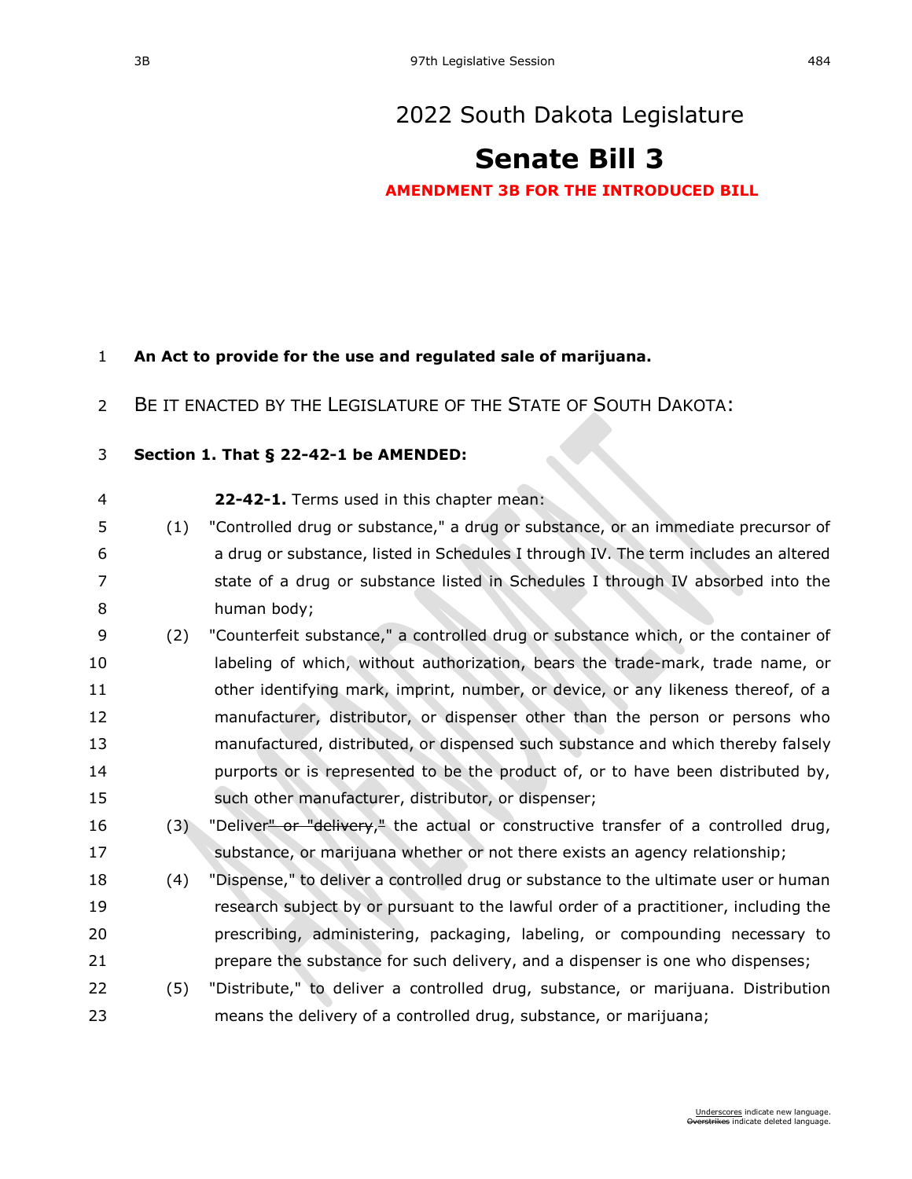# 2022 South Dakota Legislature

# Senate Bill 3

**AMENDMENT 3B FOR THE INTRODUCED BILL**

**An Act to provide for the use and regulated sale of marijuana.**

BE IT ENACTED BY THE LEGISLATURE OF THE STATE OF SOUTH DAKOTA:

**Section 1. That § 22-42-1 be AMENDED:**

**22-42-1.** Terms used in this chapter mean:

(1) "Controlled drug or substance," a drug or substance, or an immediate precursor of a drug or substance, listed in Schedules I through IV. The term includes an altered state of a drug or substance listed in Schedules I through IV absorbed into the human body;

(2) "Counterfeit substance," a controlled drug or substance which, or the container of labeling of which, without authorization, bears the trade-mark, trade name, or other identifying mark, imprint, number, or device, or any likeness thereof, of a manufacturer, distributor, or dispenser other than the person or persons who manufactured, distributed, or dispensed such substance and which thereby falsely purports or is represented to be the product of, or to have been distributed by, such other manufacturer, distributor, or dispenser;

(3) "Deliver~~" or "delivery,~~" the actual or constructive transfer of a controlled drug, substance, or marijuana whether or not there exists an agency relationship;

(4) "Dispense," to deliver a controlled drug or substance to the ultimate user or human research subject by or pursuant to the lawful order of a practitioner, including the prescribing, administering, packaging, labeling, or compounding necessary to prepare the substance for such delivery, and a dispenser is one who dispenses;

(5) "Distribute," to deliver a controlled drug, substance, or marijuana. Distribution means the delivery of a controlled drug, substance, or marijuana;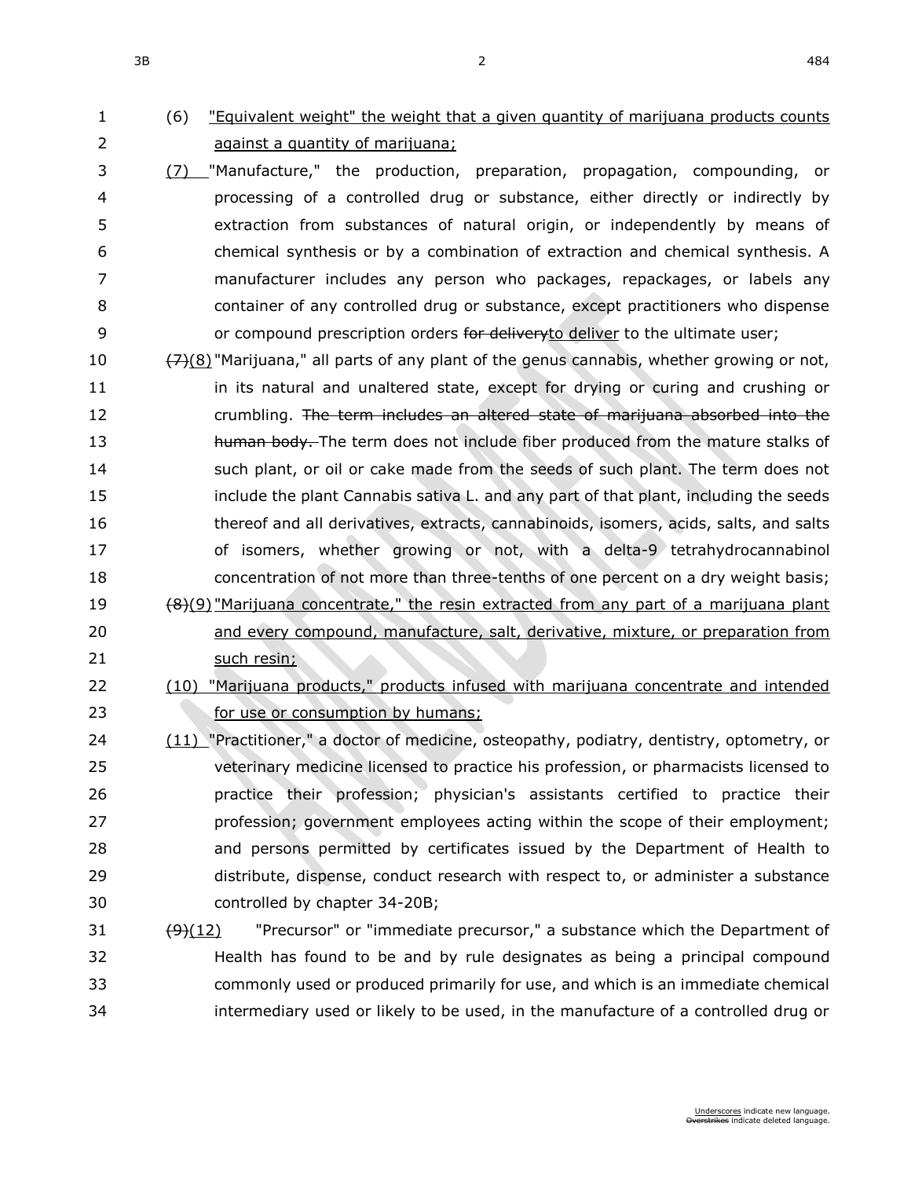(6) <u>"Equivalent weight" the weight that a given quantity of marijuana products counts against a quantity of marijuana;</u>

<u>(7)</u> "Manufacture," the production, preparation, propagation, compounding, or processing of a controlled drug or substance, either directly or indirectly by extraction from substances of natural origin, or independently by means of chemical synthesis or by a combination of extraction and chemical synthesis. A manufacturer includes any person who packages, repackages, or labels any container of any controlled drug or substance, except practitioners who dispense or compound prescription orders ~~for delivery~~<u>to deliver</u> to the ultimate user;

~~(7)~~<u>(8)</u> "Marijuana," all parts of any plant of the genus cannabis, whether growing or not, in its natural and unaltered state, except for drying or curing and crushing or crumbling. ~~The term includes an altered state of marijuana absorbed into the human body.~~ The term does not include fiber produced from the mature stalks of such plant, or oil or cake made from the seeds of such plant. The term does not include the plant Cannabis sativa L. and any part of that plant, including the seeds thereof and all derivatives, extracts, cannabinoids, isomers, acids, salts, and salts of isomers, whether growing or not, with a delta-9 tetrahydrocannabinol concentration of not more than three-tenths of one percent on a dry weight basis;

~~(8)~~<u>(9)</u> <u>"Marijuana concentrate," the resin extracted from any part of a marijuana plant and every compound, manufacture, salt, derivative, mixture, or preparation from such resin;</u>

<u>(10) "Marijuana products," products infused with marijuana concentrate and intended for use or consumption by humans;</u>

<u>(11)</u> "Practitioner," a doctor of medicine, osteopathy, podiatry, dentistry, optometry, or veterinary medicine licensed to practice his profession, or pharmacists licensed to practice their profession; physician's assistants certified to practice their profession; government employees acting within the scope of their employment; and persons permitted by certificates issued by the Department of Health to distribute, dispense, conduct research with respect to, or administer a substance controlled by chapter 34-20B;

~~(9)~~<u>(12)</u> "Precursor" or "immediate precursor," a substance which the Department of Health has found to be and by rule designates as being a principal compound commonly used or produced primarily for use, and which is an immediate chemical intermediary used or likely to be used, in the manufacture of a controlled drug or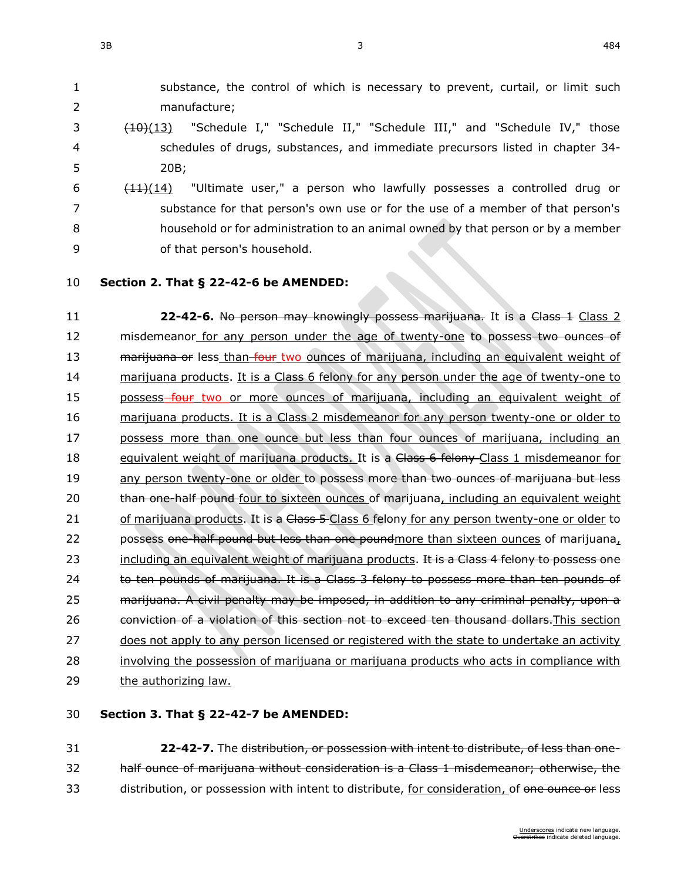substance, the control of which is necessary to prevent, curtail, or limit such manufacture;

~~(10)~~(13) "Schedule I," "Schedule II," "Schedule III," and "Schedule IV," those schedules of drugs, substances, and immediate precursors listed in chapter 34-20B;

~~(11)~~(14) "Ultimate user," a person who lawfully possesses a controlled drug or substance for that person's own use or for the use of a member of that person's household or for administration to an animal owned by that person or by a member of that person's household.

**Section 2. That § 22-42-6 be AMENDED:**

**22-42-6.** ~~No person may knowingly possess marijuana.~~ It is a ~~Class 1~~ Class 2 misdemeanor for any person under the age of twenty-one to possess ~~two ounces of marijuana or~~ less than ~~four~~ two ounces of marijuana, including an equivalent weight of marijuana products. It is a Class 6 felony for any person under the age of twenty-one to possess ~~four~~ two or more ounces of marijuana, including an equivalent weight of marijuana products. It is a Class 2 misdemeanor for any person twenty-one or older to possess more than one ounce but less than four ounces of marijuana, including an equivalent weight of marijuana products. It is a ~~Class 6 felony~~ Class 1 misdemeanor for any person twenty-one or older to possess ~~more than two ounces of marijuana but less than one-half pound~~ four to sixteen ounces of marijuana, including an equivalent weight of marijuana products. It is a ~~Class 5~~ Class 6 felony for any person twenty-one or older to possess ~~one-half pound but less than one pound~~more than sixteen ounces of marijuana, including an equivalent weight of marijuana products. ~~It is a Class 4 felony to possess one to ten pounds of marijuana. It is a Class 3 felony to possess more than ten pounds of marijuana. A civil penalty may be imposed, in addition to any criminal penalty, upon a conviction of a violation of this section not to exceed ten thousand dollars.~~This section does not apply to any person licensed or registered with the state to undertake an activity involving the possession of marijuana or marijuana products who acts in compliance with the authorizing law.

**Section 3. That § 22-42-7 be AMENDED:**

**22-42-7.** The ~~distribution, or possession with intent to distribute, of less than one-half ounce of marijuana without consideration is a Class 1 misdemeanor; otherwise, the~~ distribution, or possession with intent to distribute, for consideration, of ~~one ounce or~~ less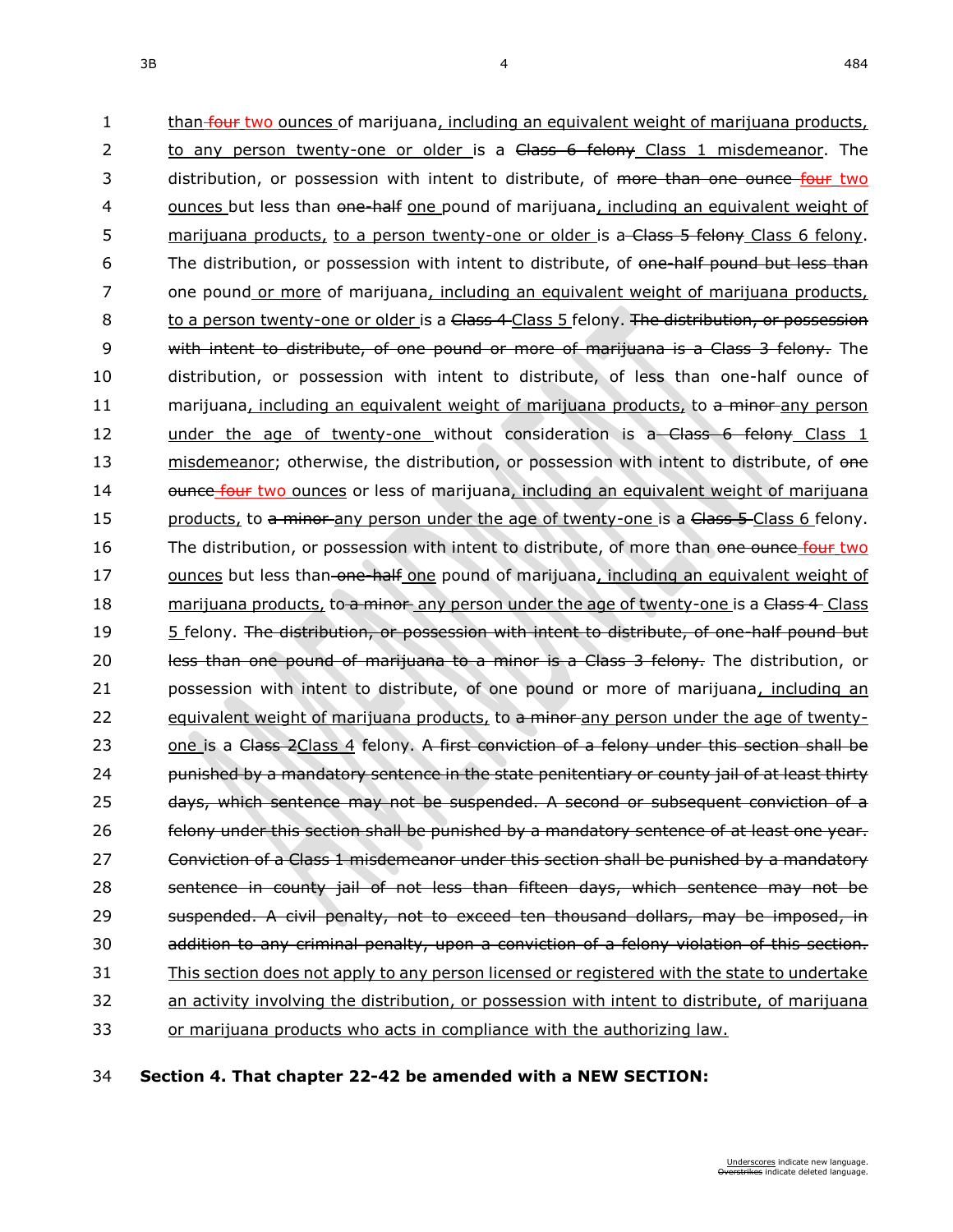than ~~four~~ <u>two</u> <u>ounces</u> of marijuana<u>, including an equivalent weight of marijuana products,</u> <u>to any person twenty-one or older</u> is a ~~Class 6 felony~~ <u>Class 1 misdemeanor</u>. The distribution, or possession with intent to distribute, of ~~more than one ounce~~ ~~four~~ <u>two</u> <u>ounces</u> but less than ~~one-half~~ <u>one</u> pound of marijuana<u>, including an equivalent weight of marijuana products,</u> <u>to a person twenty-one or older</u> is a ~~Class 5 felony~~ <u>Class 6 felony</u>. The distribution, or possession with intent to distribute, of ~~one-half pound but less than~~ one pound <u>or more</u> of marijuana<u>, including an equivalent weight of marijuana products,</u> <u>to a person twenty-one or older</u> is a ~~Class 4~~ <u>Class 5</u> felony. ~~The distribution, or possession with intent to distribute, of one pound or more of marijuana is a Class 3 felony.~~ The distribution, or possession with intent to distribute, of less than one-half ounce of marijuana<u>, including an equivalent weight of marijuana products,</u> to ~~a minor~~ <u>any person under the age of twenty-one</u> without consideration is a ~~Class 6 felony~~ <u>Class 1 misdemeanor</u>; otherwise, the distribution, or possession with intent to distribute, of ~~one ounce~~ ~~four~~ <u>two</u> <u>ounces</u> or less of marijuana<u>, including an equivalent weight of marijuana products,</u> to ~~a minor~~ <u>any person under the age of twenty-one</u> is a ~~Class 5~~ <u>Class 6</u> felony. The distribution, or possession with intent to distribute, of more than ~~one ounce~~ ~~four~~ <u>two</u> <u>ounces</u> but less than ~~one-half~~ <u>one</u> pound of marijuana<u>, including an equivalent weight of marijuana products,</u> to ~~a minor~~ <u>any person under the age of twenty-one</u> is a ~~Class 4~~ <u>Class 5</u> felony. ~~The distribution, or possession with intent to distribute, of one-half pound but less than one pound of marijuana to a minor is a Class 3 felony.~~ The distribution, or possession with intent to distribute, of one pound or more of marijuana<u>, including an equivalent weight of marijuana products,</u> to ~~a minor~~ <u>any person under the age of twenty-one</u> is a ~~Class 2~~ <u>Class 4</u> felony. ~~A first conviction of a felony under this section shall be punished by a mandatory sentence in the state penitentiary or county jail of at least thirty days, which sentence may not be suspended. A second or subsequent conviction of a felony under this section shall be punished by a mandatory sentence of at least one year. Conviction of a Class 1 misdemeanor under this section shall be punished by a mandatory sentence in county jail of not less than fifteen days, which sentence may not be suspended. A civil penalty, not to exceed ten thousand dollars, may be imposed, in addition to any criminal penalty, upon a conviction of a felony violation of this section.~~ <u>This section does not apply to any person licensed or registered with the state to undertake an activity involving the distribution, or possession with intent to distribute, of marijuana or marijuana products who acts in compliance with the authorizing law.</u>

**Section 4. That chapter 22-42 be amended with a NEW SECTION:**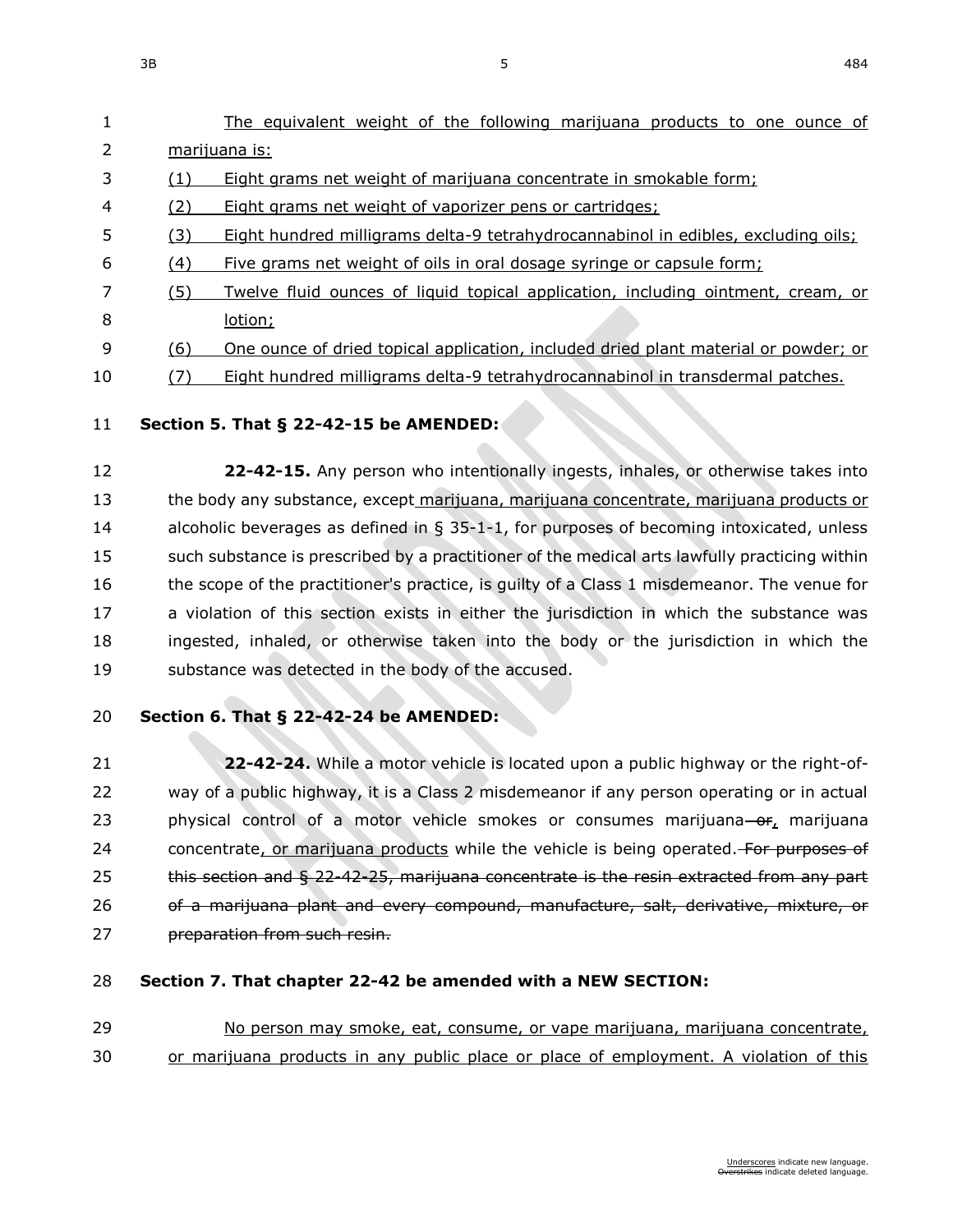The equivalent weight of the following marijuana products to one ounce of marijuana is:

(1) Eight grams net weight of marijuana concentrate in smokable form;

(2) Eight grams net weight of vaporizer pens or cartridges;

(3) Eight hundred milligrams delta-9 tetrahydrocannabinol in edibles, excluding oils;

(4) Five grams net weight of oils in oral dosage syringe or capsule form;

(5) Twelve fluid ounces of liquid topical application, including ointment, cream, or lotion;

(6) One ounce of dried topical application, included dried plant material or powder; or

(7) Eight hundred milligrams delta-9 tetrahydrocannabinol in transdermal patches.

**Section 5. That § 22-42-15 be AMENDED:**

**22-42-15.** Any person who intentionally ingests, inhales, or otherwise takes into the body any substance, except marijuana, marijuana concentrate, marijuana products or alcoholic beverages as defined in § 35-1-1, for purposes of becoming intoxicated, unless such substance is prescribed by a practitioner of the medical arts lawfully practicing within the scope of the practitioner's practice, is guilty of a Class 1 misdemeanor. The venue for a violation of this section exists in either the jurisdiction in which the substance was ingested, inhaled, or otherwise taken into the body or the jurisdiction in which the substance was detected in the body of the accused.

**Section 6. That § 22-42-24 be AMENDED:**

**22-42-24.** While a motor vehicle is located upon a public highway or the right-of-way of a public highway, it is a Class 2 misdemeanor if any person operating or in actual physical control of a motor vehicle smokes or consumes marijuana ~~or~~, marijuana concentrate, or marijuana products while the vehicle is being operated. ~~For purposes of this section and § 22-42-25, marijuana concentrate is the resin extracted from any part of a marijuana plant and every compound, manufacture, salt, derivative, mixture, or preparation from such resin.~~

**Section 7. That chapter 22-42 be amended with a NEW SECTION:**

No person may smoke, eat, consume, or vape marijuana, marijuana concentrate, or marijuana products in any public place or place of employment. A violation of this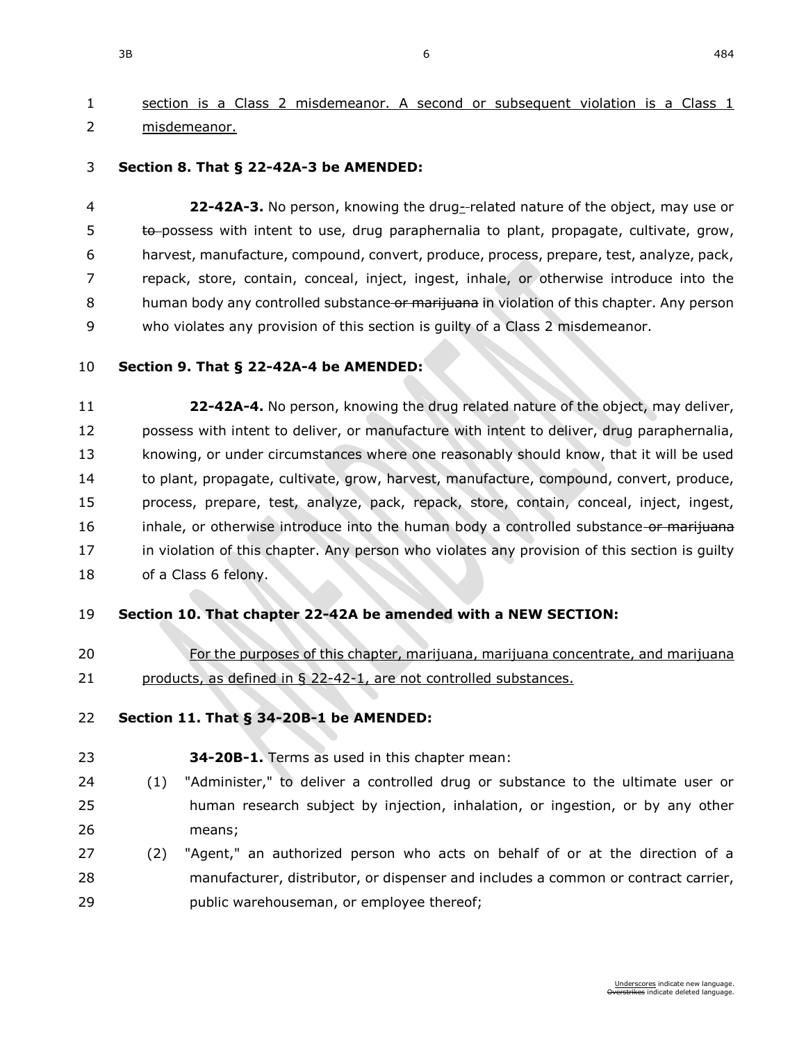section is a Class 2 misdemeanor. A second or subsequent violation is a Class 1 misdemeanor.

**Section 8. That § 22-42A-3 be AMENDED:**

**22-42A-3.** No person, knowing the drug-~~-~~related nature of the object, may use or ~~to~~ possess with intent to use, drug paraphernalia to plant, propagate, cultivate, grow, harvest, manufacture, compound, convert, produce, process, prepare, test, analyze, pack, repack, store, contain, conceal, inject, ingest, inhale, or otherwise introduce into the human body any controlled substance ~~or marijuana~~ in violation of this chapter. Any person who violates any provision of this section is guilty of a Class 2 misdemeanor.

**Section 9. That § 22-42A-4 be AMENDED:**

**22-42A-4.** No person, knowing the drug related nature of the object, may deliver, possess with intent to deliver, or manufacture with intent to deliver, drug paraphernalia, knowing, or under circumstances where one reasonably should know, that it will be used to plant, propagate, cultivate, grow, harvest, manufacture, compound, convert, produce, process, prepare, test, analyze, pack, repack, store, contain, conceal, inject, ingest, inhale, or otherwise introduce into the human body a controlled substance ~~or marijuana~~ in violation of this chapter. Any person who violates any provision of this section is guilty of a Class 6 felony.

**Section 10. That chapter 22-42A be amended with a NEW SECTION:**

For the purposes of this chapter, marijuana, marijuana concentrate, and marijuana products, as defined in § 22-42-1, are not controlled substances.

**Section 11. That § 34-20B-1 be AMENDED:**

**34-20B-1.** Terms as used in this chapter mean:

(1) "Administer," to deliver a controlled drug or substance to the ultimate user or human research subject by injection, inhalation, or ingestion, or by any other means;

(2) "Agent," an authorized person who acts on behalf of or at the direction of a manufacturer, distributor, or dispenser and includes a common or contract carrier, public warehouseman, or employee thereof;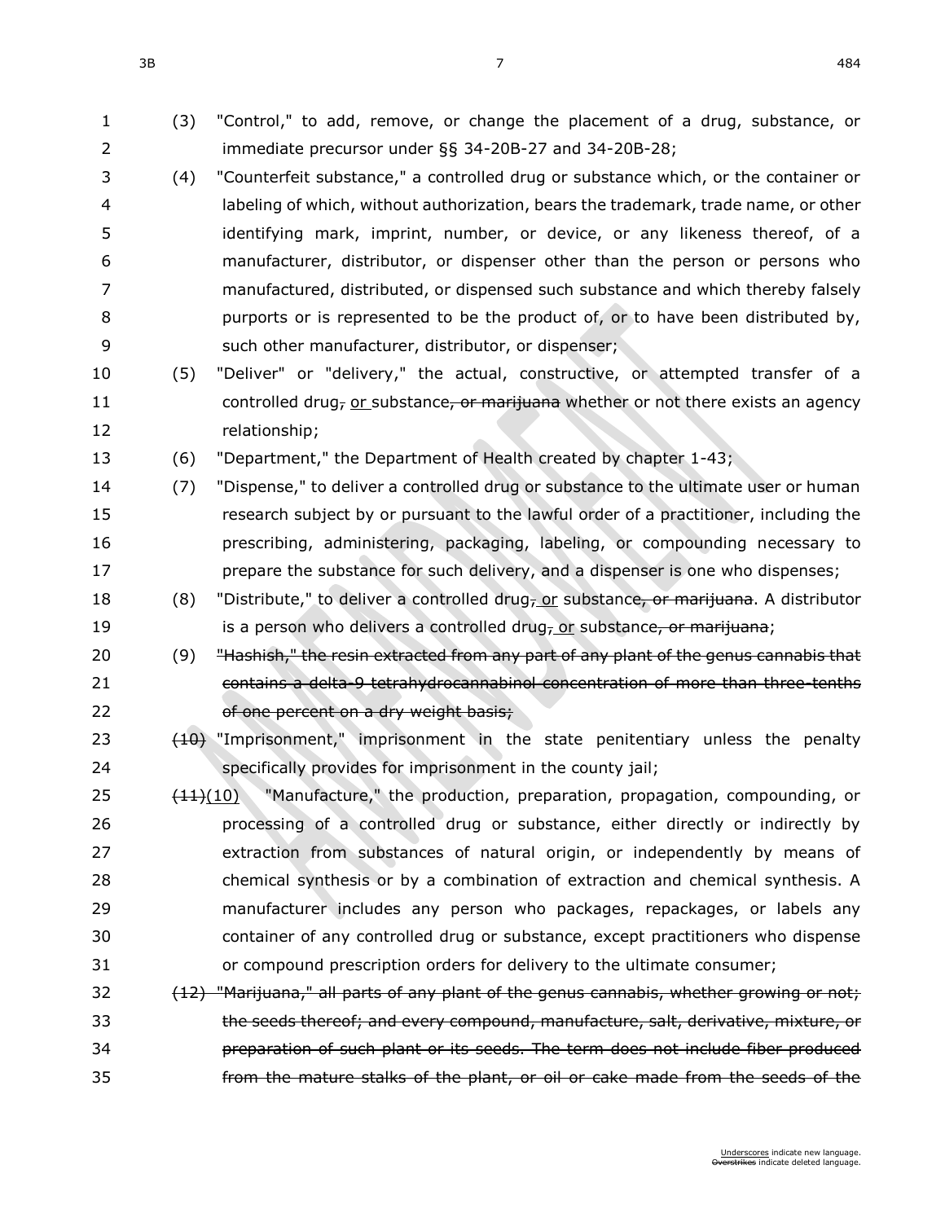(3) "Control," to add, remove, or change the placement of a drug, substance, or immediate precursor under §§ 34-20B-27 and 34-20B-28;

(4) "Counterfeit substance," a controlled drug or substance which, or the container or labeling of which, without authorization, bears the trademark, trade name, or other identifying mark, imprint, number, or device, or any likeness thereof, of a manufacturer, distributor, or dispenser other than the person or persons who manufactured, distributed, or dispensed such substance and which thereby falsely purports or is represented to be the product of, or to have been distributed by, such other manufacturer, distributor, or dispenser;

(5) "Deliver" or "delivery," the actual, constructive, or attempted transfer of a controlled drug~~,~~ <u>or</u> substance~~, or marijuana~~ whether or not there exists an agency relationship;

(6) "Department," the Department of Health created by chapter 1-43;

(7) "Dispense," to deliver a controlled drug or substance to the ultimate user or human research subject by or pursuant to the lawful order of a practitioner, including the prescribing, administering, packaging, labeling, or compounding necessary to prepare the substance for such delivery, and a dispenser is one who dispenses;

(8) "Distribute," to deliver a controlled drug~~,~~ <u>or</u> substance~~, or marijuana~~. A distributor is a person who delivers a controlled drug~~,~~ <u>or</u> substance~~, or marijuana~~;

(9) ~~"Hashish," the resin extracted from any part of any plant of the genus cannabis that contains a delta-9 tetrahydrocannabinol concentration of more than three-tenths of one percent on a dry weight basis;~~

~~(10)~~ "Imprisonment," imprisonment in the state penitentiary unless the penalty specifically provides for imprisonment in the county jail;

~~(11)~~<u>(10)</u> "Manufacture," the production, preparation, propagation, compounding, or processing of a controlled drug or substance, either directly or indirectly by extraction from substances of natural origin, or independently by means of chemical synthesis or by a combination of extraction and chemical synthesis. A manufacturer includes any person who packages, repackages, or labels any container of any controlled drug or substance, except practitioners who dispense or compound prescription orders for delivery to the ultimate consumer;

~~(12) "Marijuana," all parts of any plant of the genus cannabis, whether growing or not; the seeds thereof; and every compound, manufacture, salt, derivative, mixture, or preparation of such plant or its seeds. The term does not include fiber produced from the mature stalks of the plant, or oil or cake made from the seeds of the~~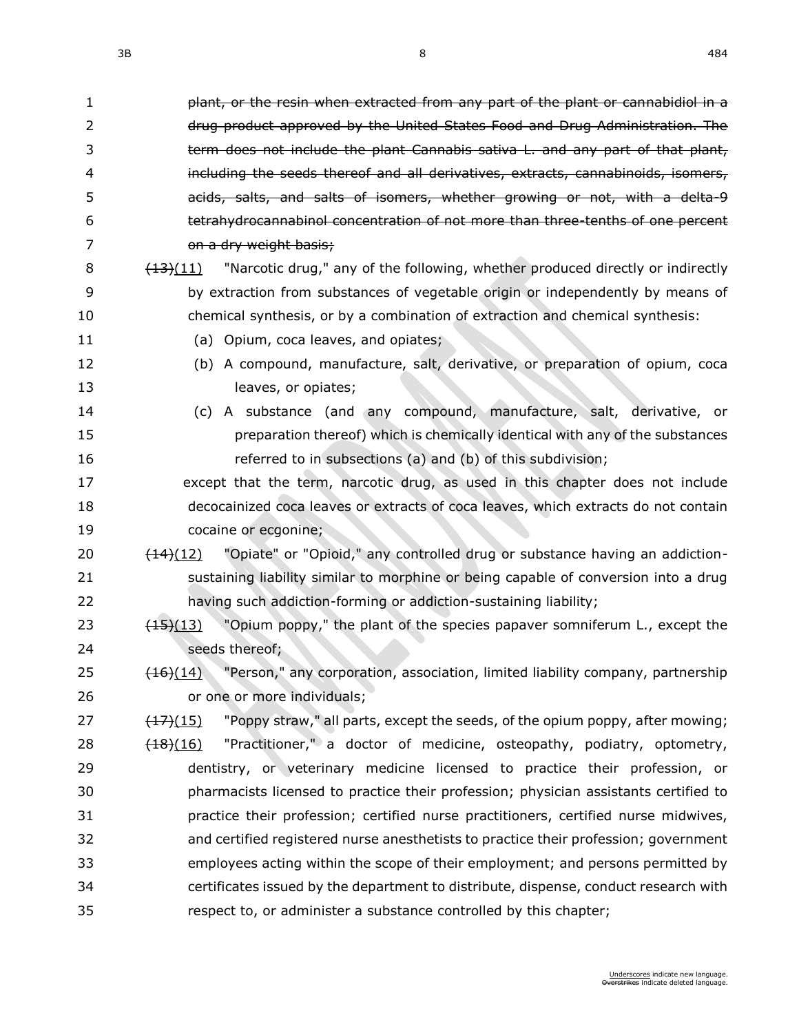~~plant, or the resin when extracted from any part of the plant or cannabidiol in a drug product approved by the United States Food and Drug Administration. The term does not include the plant Cannabis sativa L. and any part of that plant, including the seeds thereof and all derivatives, extracts, cannabinoids, isomers, acids, salts, and salts of isomers, whether growing or not, with a delta-9 tetrahydrocannabinol concentration of not more than three-tenths of one percent on a dry weight basis;~~

~~(13)~~(11) "Narcotic drug," any of the following, whether produced directly or indirectly by extraction from substances of vegetable origin or independently by means of chemical synthesis, or by a combination of extraction and chemical synthesis:

(a) Opium, coca leaves, and opiates;

(b) A compound, manufacture, salt, derivative, or preparation of opium, coca leaves, or opiates;

(c) A substance (and any compound, manufacture, salt, derivative, or preparation thereof) which is chemically identical with any of the substances referred to in subsections (a) and (b) of this subdivision;

except that the term, narcotic drug, as used in this chapter does not include decocainized coca leaves or extracts of coca leaves, which extracts do not contain cocaine or ecgonine;

~~(14)~~(12) "Opiate" or "Opioid," any controlled drug or substance having an addiction-sustaining liability similar to morphine or being capable of conversion into a drug having such addiction-forming or addiction-sustaining liability;

~~(15)~~(13) "Opium poppy," the plant of the species papaver somniferum L., except the seeds thereof;

~~(16)~~(14) "Person," any corporation, association, limited liability company, partnership or one or more individuals;

~~(17)~~(15) "Poppy straw," all parts, except the seeds, of the opium poppy, after mowing;

~~(18)~~(16) "Practitioner," a doctor of medicine, osteopathy, podiatry, optometry, dentistry, or veterinary medicine licensed to practice their profession, or pharmacists licensed to practice their profession; physician assistants certified to practice their profession; certified nurse practitioners, certified nurse midwives, and certified registered nurse anesthetists to practice their profession; government employees acting within the scope of their employment; and persons permitted by certificates issued by the department to distribute, dispense, conduct research with respect to, or administer a substance controlled by this chapter;

Underscores indicate new language.
~~Overstrikes~~ indicate deleted language.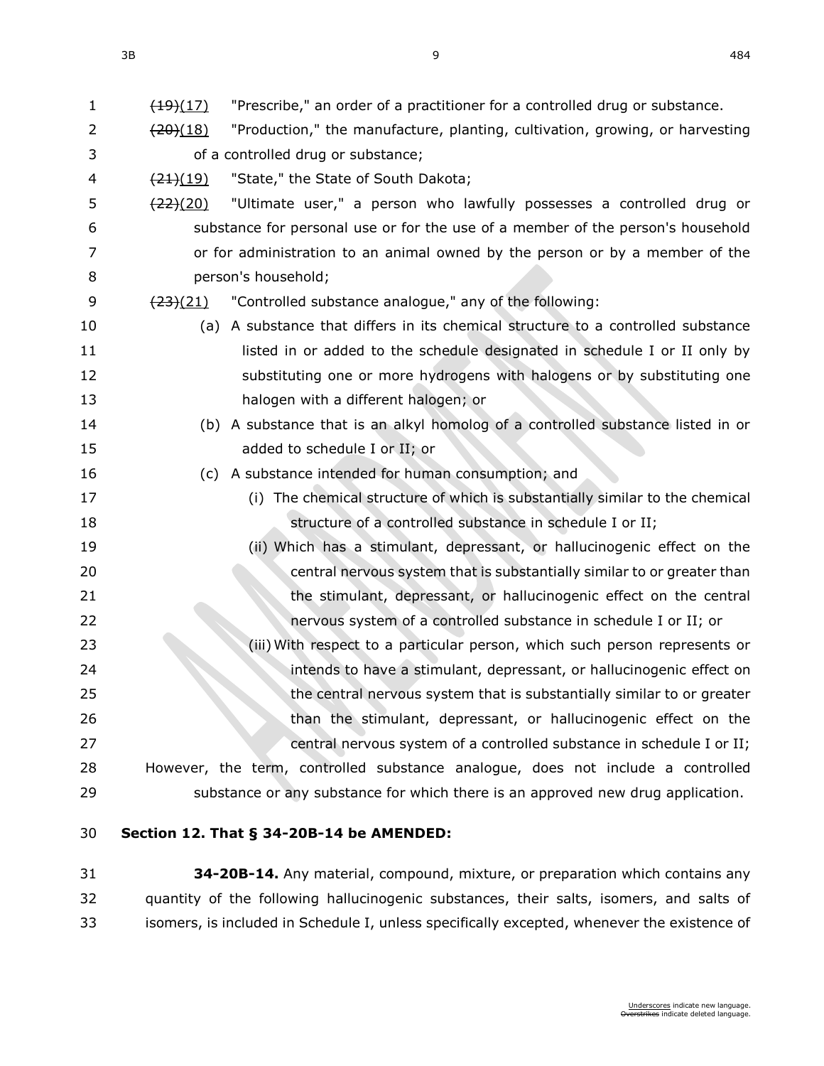~~(19)~~(17) "Prescribe," an order of a practitioner for a controlled drug or substance.

~~(20)~~(18) "Production," the manufacture, planting, cultivation, growing, or harvesting of a controlled drug or substance;

~~(21)~~(19) "State," the State of South Dakota;

~~(22)~~(20) "Ultimate user," a person who lawfully possesses a controlled drug or substance for personal use or for the use of a member of the person's household or for administration to an animal owned by the person or by a member of the person's household;

~~(23)~~(21) "Controlled substance analogue," any of the following:

(a) A substance that differs in its chemical structure to a controlled substance listed in or added to the schedule designated in schedule I or II only by substituting one or more hydrogens with halogens or by substituting one halogen with a different halogen; or

(b) A substance that is an alkyl homolog of a controlled substance listed in or added to schedule I or II; or

(c) A substance intended for human consumption; and

(i) The chemical structure of which is substantially similar to the chemical structure of a controlled substance in schedule I or II;

(ii) Which has a stimulant, depressant, or hallucinogenic effect on the central nervous system that is substantially similar to or greater than the stimulant, depressant, or hallucinogenic effect on the central nervous system of a controlled substance in schedule I or II; or

(iii) With respect to a particular person, which such person represents or intends to have a stimulant, depressant, or hallucinogenic effect on the central nervous system that is substantially similar to or greater than the stimulant, depressant, or hallucinogenic effect on the central nervous system of a controlled substance in schedule I or II;

However, the term, controlled substance analogue, does not include a controlled substance or any substance for which there is an approved new drug application.

**Section 12. That § 34-20B-14 be AMENDED:**

**34-20B-14.** Any material, compound, mixture, or preparation which contains any quantity of the following hallucinogenic substances, their salts, isomers, and salts of isomers, is included in Schedule I, unless specifically excepted, whenever the existence of

Underscores indicate new language.
Overstrikes indicate deleted language.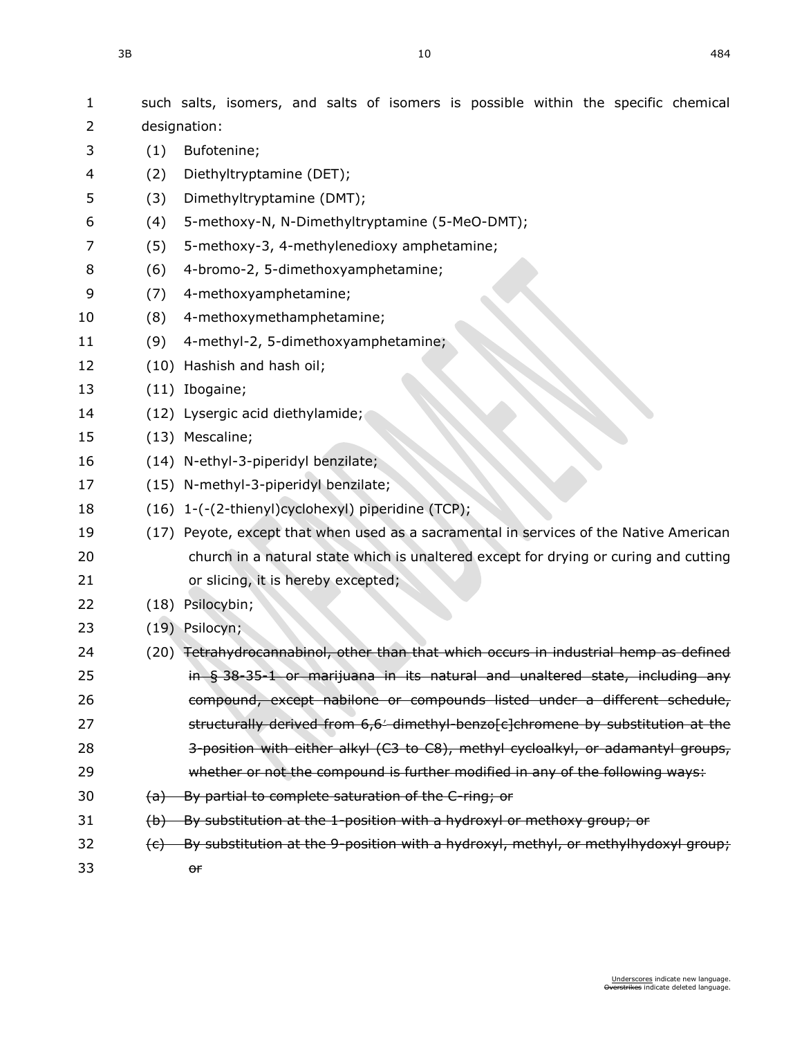such salts, isomers, and salts of isomers is possible within the specific chemical designation:

(1) Bufotenine;

(2) Diethyltryptamine (DET);

(3) Dimethyltryptamine (DMT);

(4) 5-methoxy-N, N-Dimethyltryptamine (5-MeO-DMT);

(5) 5-methoxy-3, 4-methylenedioxy amphetamine;

(6) 4-bromo-2, 5-dimethoxyamphetamine;

(7) 4-methoxyamphetamine;

(8) 4-methoxymethamphetamine;

(9) 4-methyl-2, 5-dimethoxyamphetamine;

(10) Hashish and hash oil;

(11) Ibogaine;

(12) Lysergic acid diethylamide;

(13) Mescaline;

(14) N-ethyl-3-piperidyl benzilate;

(15) N-methyl-3-piperidyl benzilate;

(16) 1-(-(2-thienyl)cyclohexyl) piperidine (TCP);

(17) Peyote, except that when used as a sacramental in services of the Native American church in a natural state which is unaltered except for drying or curing and cutting or slicing, it is hereby excepted;

(18) Psilocybin;

(19) Psilocyn;

(20) ~~Tetrahydrocannabinol, other than that which occurs in industrial hemp as defined in § 38-35-1 or marijuana in its natural and unaltered state, including any compound, except nabilone or compounds listed under a different schedule, structurally derived from 6,6' dimethyl-benzo[c]chromene by substitution at the 3-position with either alkyl (C3 to C8), methyl cycloalkyl, or adamantyl groups, whether or not the compound is further modified in any of the following ways:~~

~~(a) By partial to complete saturation of the C-ring; or~~

~~(b) By substitution at the 1-position with a hydroxyl or methoxy group; or~~

~~(c) By substitution at the 9-position with a hydroxyl, methyl, or methylhydoxyl group; or~~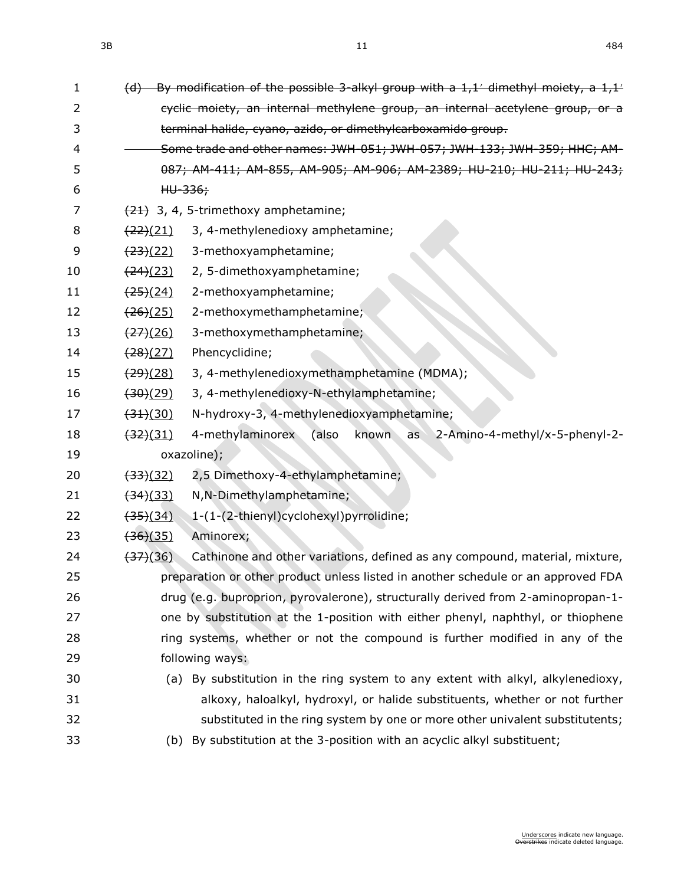~~(d) By modification of the possible 3-alkyl group with a 1,1′ dimethyl moiety, a 1,1′ cyclic moiety, an internal methylene group, an internal acetylene group, or a terminal halide, cyano, azido, or dimethylcarboxamido group.~~

~~Some trade and other names: JWH-051; JWH-057; JWH-133; JWH-359; HHC; AM-087; AM-411; AM-855, AM-905; AM-906; AM-2389; HU-210; HU-211; HU-243; HU-336;~~

~~(21)~~ 3, 4, 5-trimethoxy amphetamine;

~~(22)~~(21) 3, 4-methylenedioxy amphetamine;

~~(23)~~(22) 3-methoxyamphetamine;

~~(24)~~(23) 2, 5-dimethoxyamphetamine;

~~(25)~~(24) 2-methoxyamphetamine;

~~(26)~~(25) 2-methoxymethamphetamine;

~~(27)~~(26) 3-methoxymethamphetamine;

~~(28)~~(27) Phencyclidine;

~~(29)~~(28) 3, 4-methylenedioxymethamphetamine (MDMA);

~~(30)~~(29) 3, 4-methylenedioxy-N-ethylamphetamine;

~~(31)~~(30) N-hydroxy-3, 4-methylenedioxyamphetamine;

~~(32)~~(31) 4-methylaminorex (also known as 2-Amino-4-methyl/x-5-phenyl-2-oxazoline);

~~(33)~~(32) 2,5 Dimethoxy-4-ethylamphetamine;

~~(34)~~(33) N,N-Dimethylamphetamine;

~~(35)~~(34) 1-(1-(2-thienyl)cyclohexyl)pyrrolidine;

~~(36)~~(35) Aminorex;

~~(37)~~(36) Cathinone and other variations, defined as any compound, material, mixture, preparation or other product unless listed in another schedule or an approved FDA drug (e.g. buproprion, pyrovalerone), structurally derived from 2-aminopropan-1-one by substitution at the 1-position with either phenyl, naphthyl, or thiophene ring systems, whether or not the compound is further modified in any of the following ways:

(a) By substitution in the ring system to any extent with alkyl, alkylenedioxy, alkoxy, haloalkyl, hydroxyl, or halide substituents, whether or not further substituted in the ring system by one or more other univalent substitutents;

(b) By substitution at the 3-position with an acyclic alkyl substituent;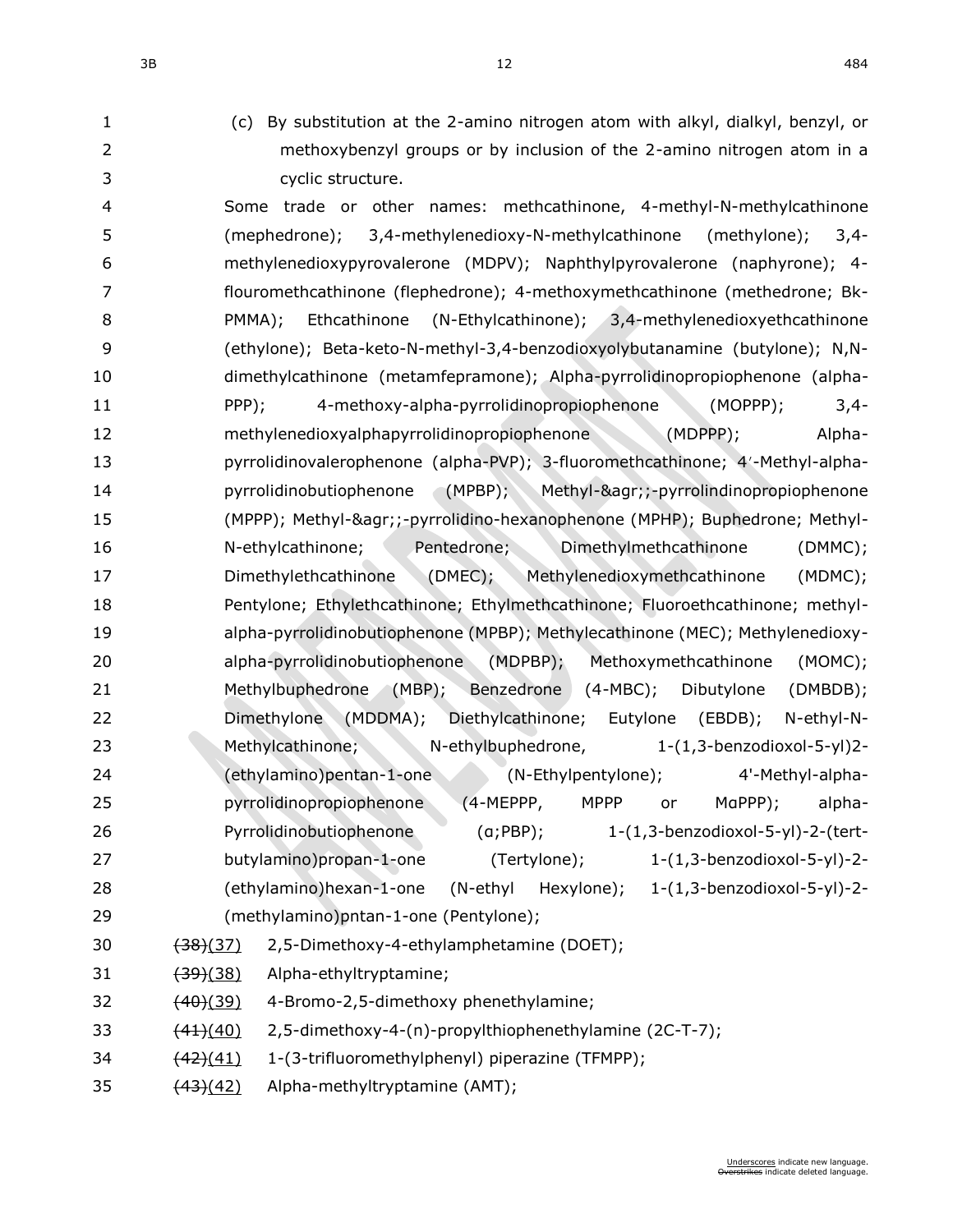(c) By substitution at the 2-amino nitrogen atom with alkyl, dialkyl, benzyl, or methoxybenzyl groups or by inclusion of the 2-amino nitrogen atom in a cyclic structure.

Some trade or other names: methcathinone, 4-methyl-N-methylcathinone (mephedrone); 3,4-methylenedioxy-N-methylcathinone (methylone); 3,4-methylenedioxypyrovalerone (MDPV); Naphthylpyrovalerone (naphyrone); 4-flouromethcathinone (flephedrone); 4-methoxymethcathinone (methedrone; Bk-PMMA); Ethcathinone (N-Ethylcathinone); 3,4-methylenedioxyethcathinone (ethylone); Beta-keto-N-methyl-3,4-benzodioxyolybutanamine (butylone); N,N-dimethylcathinone (metamfepramone); Alpha-pyrrolidinopropiophenone (alpha-PPP); 4-methoxy-alpha-pyrrolidinopropiophenone (MOPPP); 3,4-methylenedioxyalphapyrrolidinopropiophenone (MDPPP); Alpha-pyrrolidinovalerophenone (alpha-PVP); 3-fluoromethcathinone; 4′-Methyl-alpha-pyrrolidinobutiophenone (MPBP); Methyl-&agr;;-pyrrolindinopropiophenone (MPPP); Methyl-&agr;;-pyrrolidino-hexanophenone (MPHP); Buphedrone; Methyl-N-ethylcathinone; Pentedrone; Dimethylmethcathinone (DMMC); Dimethylethcathinone (DMEC); Methylenedioxymethcathinone (MDMC); Pentylone; Ethylethcathinone; Ethylmethcathinone; Fluoroethcathinone; methyl-alpha-pyrrolidinobutiophenone (MPBP); Methylecathinone (MEC); Methylenedioxy-alpha-pyrrolidinobutiophenone (MDPBP); Methoxymethcathinone (MOMC); Methylbuphedrone (MBP); Benzedrone (4-MBC); Dibutylone (DMBDB); Dimethylone (MDDMA); Diethylcathinone; Eutylone (EBDB); N-ethyl-N-Methylcathinone; N-ethylbuphedrone, 1-(1,3-benzodioxol-5-yl)2-(ethylamino)pentan-1-one (N-Ethylpentylone); 4'-Methyl-alpha-pyrrolidinopropiophenone (4-MEPPP, MPPP or MɑPPP); alpha-Pyrrolidinobutiophenone (ɑ;PBP); 1-(1,3-benzodioxol-5-yl)-2-(tert-butylamino)propan-1-one (Tertylone); 1-(1,3-benzodioxol-5-yl)-2-(ethylamino)hexan-1-one (N-ethyl Hexylone); 1-(1,3-benzodioxol-5-yl)-2-(methylamino)pntan-1-one (Pentylone);

~~(38)~~(37) 2,5-Dimethoxy-4-ethylamphetamine (DOET);

~~(39)~~(38) Alpha-ethyltryptamine;

~~(40)~~(39) 4-Bromo-2,5-dimethoxy phenethylamine;

~~(41)~~(40) 2,5-dimethoxy-4-(n)-propylthiophenethylamine (2C-T-7);

~~(42)~~(41) 1-(3-trifluoromethylphenyl) piperazine (TFMPP);

~~(43)~~(42) Alpha-methyltryptamine (AMT);

Underscores indicate new language.
Overstrikes indicate deleted language.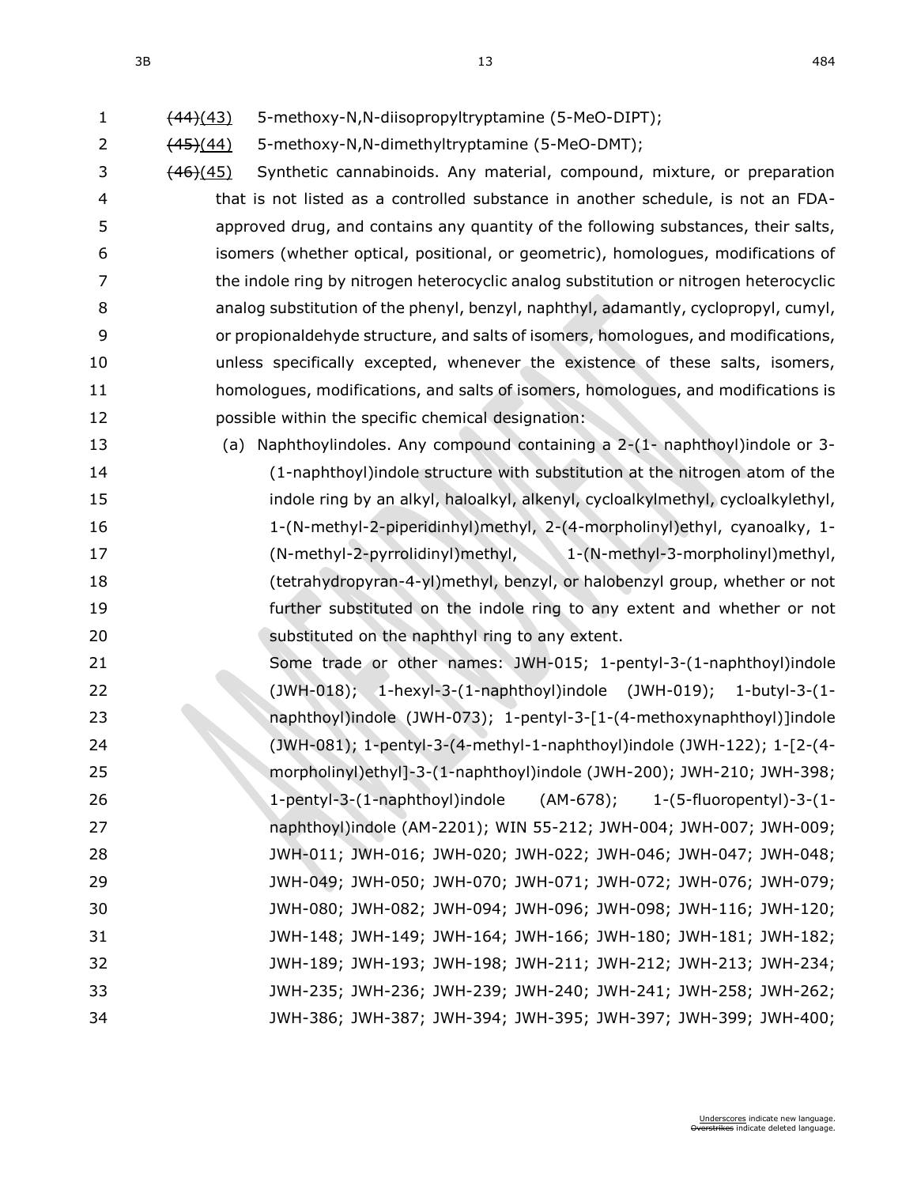~~(44)~~(43) 5-methoxy-N,N-diisopropyltryptamine (5-MeO-DIPT);

~~(45)~~(44) 5-methoxy-N,N-dimethyltryptamine (5-MeO-DMT);

~~(46)~~(45) Synthetic cannabinoids. Any material, compound, mixture, or preparation that is not listed as a controlled substance in another schedule, is not an FDA-approved drug, and contains any quantity of the following substances, their salts, isomers (whether optical, positional, or geometric), homologues, modifications of the indole ring by nitrogen heterocyclic analog substitution or nitrogen heterocyclic analog substitution of the phenyl, benzyl, naphthyl, adamantly, cyclopropyl, cumyl, or propionaldehyde structure, and salts of isomers, homologues, and modifications, unless specifically excepted, whenever the existence of these salts, isomers, homologues, modifications, and salts of isomers, homologues, and modifications is possible within the specific chemical designation:

(a) Naphthoylindoles. Any compound containing a 2-(1- naphthoyl)indole or 3-(1-naphthoyl)indole structure with substitution at the nitrogen atom of the indole ring by an alkyl, haloalkyl, alkenyl, cycloalkylmethyl, cycloalkylethyl, 1-(N-methyl-2-piperidinyl)methyl, 2-(4-morpholinyl)ethyl, cyanoalky, 1-(N-methyl-2-pyrrolidinyl)methyl, 1-(N-methyl-3-morpholinyl)methyl, (tetrahydropyran-4-yl)methyl, benzyl, or halobenzyl group, whether or not further substituted on the indole ring to any extent and whether or not substituted on the naphthyl ring to any extent.

Some trade or other names: JWH-015; 1-pentyl-3-(1-naphthoyl)indole (JWH-018); 1-hexyl-3-(1-naphthoyl)indole (JWH-019); 1-butyl-3-(1-naphthoyl)indole (JWH-073); 1-pentyl-3-[1-(4-methoxynaphthoyl)]indole (JWH-081); 1-pentyl-3-(4-methyl-1-naphthoyl)indole (JWH-122); 1-[2-(4-morpholinyl)ethyl]-3-(1-naphthoyl)indole (JWH-200); JWH-210; JWH-398; 1-pentyl-3-(1-naphthoyl)indole (AM-678); 1-(5-fluoropentyl)-3-(1-naphthoyl)indole (AM-2201); WIN 55-212; JWH-004; JWH-007; JWH-009; JWH-011; JWH-016; JWH-020; JWH-022; JWH-046; JWH-047; JWH-048; JWH-049; JWH-050; JWH-070; JWH-071; JWH-072; JWH-076; JWH-079; JWH-080; JWH-082; JWH-094; JWH-096; JWH-098; JWH-116; JWH-120; JWH-148; JWH-149; JWH-164; JWH-166; JWH-180; JWH-181; JWH-182; JWH-189; JWH-193; JWH-198; JWH-211; JWH-212; JWH-213; JWH-234; JWH-235; JWH-236; JWH-239; JWH-240; JWH-241; JWH-258; JWH-262; JWH-386; JWH-387; JWH-394; JWH-395; JWH-397; JWH-399; JWH-400;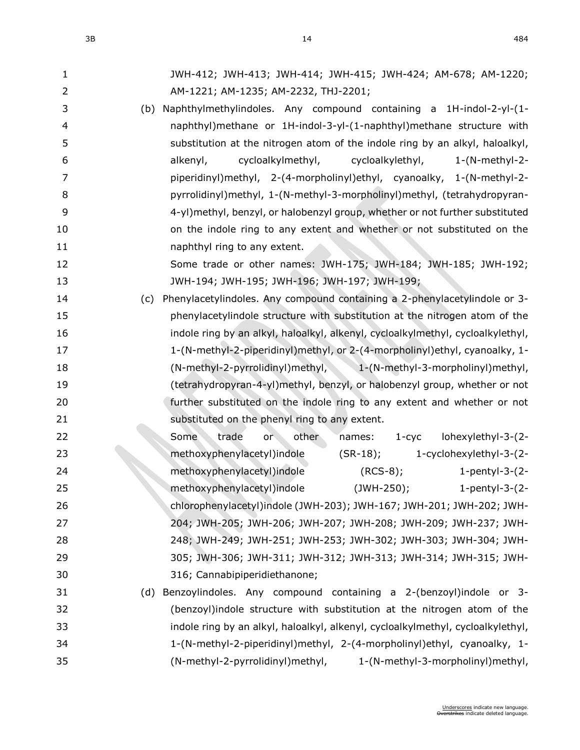JWH-412; JWH-413; JWH-414; JWH-415; JWH-424; AM-678; AM-1220; AM-1221; AM-1235; AM-2232, THJ-2201;

(b) Naphthylmethylindoles. Any compound containing a 1H-indol-2-yl-(1-naphthyl)methane or 1H-indol-3-yl-(1-naphthyl)methane structure with substitution at the nitrogen atom of the indole ring by an alkyl, haloalkyl, alkenyl, cycloalkylmethyl, cycloalkylethyl, 1-(N-methyl-2-piperidinyl)methyl, 2-(4-morpholinyl)ethyl, cyanoalky, 1-(N-methyl-2-pyrrolidinyl)methyl, 1-(N-methyl-3-morpholinyl)methyl, (tetrahydropyran-4-yl)methyl, benzyl, or halobenzyl group, whether or not further substituted on the indole ring to any extent and whether or not substituted on the naphthyl ring to any extent.

Some trade or other names: JWH-175; JWH-184; JWH-185; JWH-192; JWH-194; JWH-195; JWH-196; JWH-197; JWH-199;

(c) Phenylacetylindoles. Any compound containing a 2-phenylacetylindole or 3-phenylacetylindole structure with substitution at the nitrogen atom of the indole ring by an alkyl, haloalkyl, alkenyl, cycloalkylmethyl, cycloalkylethyl, 1-(N-methyl-2-piperidinyl)methyl, or 2-(4-morpholinyl)ethyl, cyanoalky, 1-(N-methyl-2-pyrrolidinyl)methyl, 1-(N-methyl-3-morpholinyl)methyl, (tetrahydropyran-4-yl)methyl, benzyl, or halobenzyl group, whether or not further substituted on the indole ring to any extent and whether or not substituted on the phenyl ring to any extent.

Some trade or other names: 1-cyc lohexylethyl-3-(2-methoxyphenylacetyl)indole (SR-18); 1-cyclohexylethyl-3-(2-methoxyphenylacetyl)indole (RCS-8); 1-pentyl-3-(2-methoxyphenylacetyl)indole (JWH-250); 1-pentyl-3-(2-chlorophenylacetyl)indole (JWH-203); JWH-167; JWH-201; JWH-202; JWH-204; JWH-205; JWH-206; JWH-207; JWH-208; JWH-209; JWH-237; JWH-248; JWH-249; JWH-251; JWH-253; JWH-302; JWH-303; JWH-304; JWH-305; JWH-306; JWH-311; JWH-312; JWH-313; JWH-314; JWH-315; JWH-316; Cannabipiperidiethanone;

(d) Benzoylindoles. Any compound containing a 2-(benzoyl)indole or 3-(benzoyl)indole structure with substitution at the nitrogen atom of the indole ring by an alkyl, haloalkyl, alkenyl, cycloalkylmethyl, cycloalkylethyl, 1-(N-methyl-2-piperidinyl)methyl, 2-(4-morpholinyl)ethyl, cyanoalky, 1-(N-methyl-2-pyrrolidinyl)methyl, 1-(N-methyl-3-morpholinyl)methyl,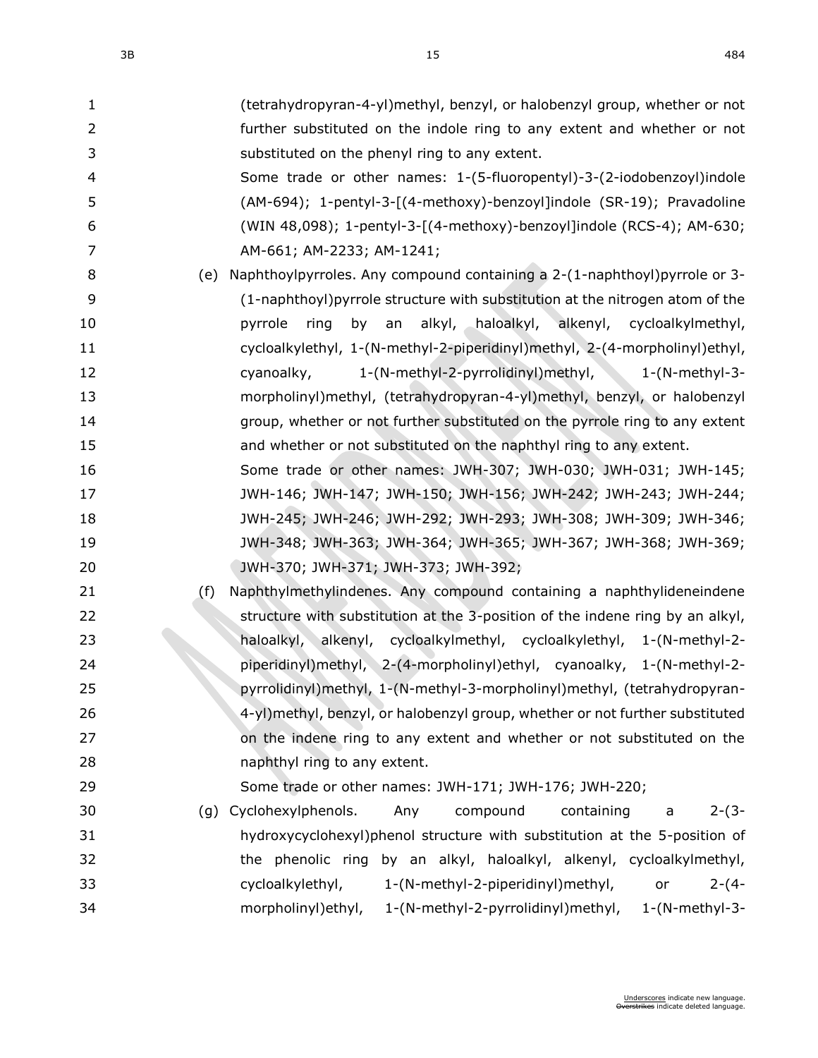(tetrahydropyran-4-yl)methyl, benzyl, or halobenzyl group, whether or not further substituted on the indole ring to any extent and whether or not substituted on the phenyl ring to any extent.

Some trade or other names: 1-(5-fluoropentyl)-3-(2-iodobenzoyl)indole (AM-694); 1-pentyl-3-[(4-methoxy)-benzoyl]indole (SR-19); Pravadoline (WIN 48,098); 1-pentyl-3-[(4-methoxy)-benzoyl]indole (RCS-4); AM-630; AM-661; AM-2233; AM-1241;

(e) Naphthoylpyrroles. Any compound containing a 2-(1-naphthoyl)pyrrole or 3-(1-naphthoyl)pyrrole structure with substitution at the nitrogen atom of the pyrrole ring by an alkyl, haloalkyl, alkenyl, cycloalkylmethyl, cycloalkylethyl, 1-(N-methyl-2-piperidinyl)methyl, 2-(4-morpholinyl)ethyl, cyanoalky, 1-(N-methyl-2-pyrrolidinyl)methyl, 1-(N-methyl-3-morpholinyl)methyl, (tetrahydropyran-4-yl)methyl, benzyl, or halobenzyl group, whether or not further substituted on the pyrrole ring to any extent and whether or not substituted on the naphthyl ring to any extent.

Some trade or other names: JWH-307; JWH-030; JWH-031; JWH-145; JWH-146; JWH-147; JWH-150; JWH-156; JWH-242; JWH-243; JWH-244; JWH-245; JWH-246; JWH-292; JWH-293; JWH-308; JWH-309; JWH-346; JWH-348; JWH-363; JWH-364; JWH-365; JWH-367; JWH-368; JWH-369; JWH-370; JWH-371; JWH-373; JWH-392;

(f) Naphthylmethylindenes. Any compound containing a naphthylideneindene structure with substitution at the 3-position of the indene ring by an alkyl, haloalkyl, alkenyl, cycloalkylmethyl, cycloalkylethyl, 1-(N-methyl-2-piperidinyl)methyl, 2-(4-morpholinyl)ethyl, cyanoalky, 1-(N-methyl-2-pyrrolidinyl)methyl, 1-(N-methyl-3-morpholinyl)methyl, (tetrahydropyran-4-yl)methyl, benzyl, or halobenzyl group, whether or not further substituted on the indene ring to any extent and whether or not substituted on the naphthyl ring to any extent.

Some trade or other names: JWH-171; JWH-176; JWH-220;

(g) Cyclohexylphenols. Any compound containing a 2-(3-hydroxycyclohexyl)phenol structure with substitution at the 5-position of the phenolic ring by an alkyl, haloalkyl, alkenyl, cycloalkylmethyl, cycloalkylethyl, 1-(N-methyl-2-piperidinyl)methyl, or 2-(4-morpholinyl)ethyl, 1-(N-methyl-2-pyrrolidinyl)methyl, 1-(N-methyl-3-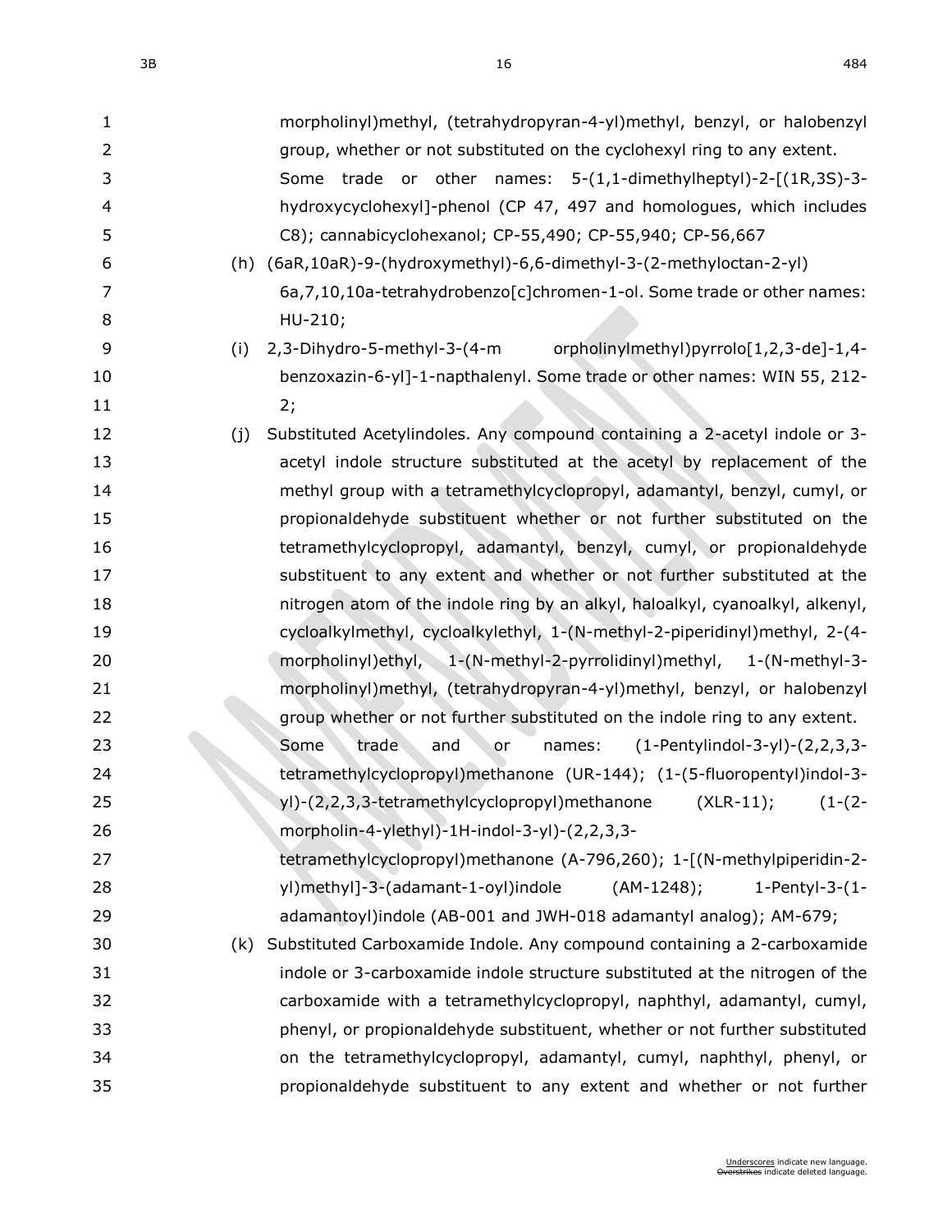morpholinyl)methyl, (tetrahydropyran-4-yl)methyl, benzyl, or halobenzyl group, whether or not substituted on the cyclohexyl ring to any extent. Some trade or other names: 5-(1,1-dimethylheptyl)-2-[(1R,3S)-3-hydroxycyclohexyl]-phenol (CP 47, 497 and homologues, which includes C8); cannabicyclohexanol; CP-55,490; CP-55,940; CP-56,667

(h) (6aR,10aR)-9-(hydroxymethyl)-6,6-dimethyl-3-(2-methyloctan-2-yl) 6a,7,10,10a-tetrahydrobenzo[c]chromen-1-ol. Some trade or other names: HU-210;

(i) 2,3-Dihydro-5-methyl-3-(4-m orpholinylmethyl)pyrrolo[1,2,3-de]-1,4-benzoxazin-6-yl]-1-napthalenyl. Some trade or other names: WIN 55, 212-2;

(j) Substituted Acetylindoles. Any compound containing a 2-acetyl indole or 3-acetyl indole structure substituted at the acetyl by replacement of the methyl group with a tetramethylcyclopropyl, adamantyl, benzyl, cumyl, or propionaldehyde substituent whether or not further substituted on the tetramethylcyclopropyl, adamantyl, benzyl, cumyl, or propionaldehyde substituent to any extent and whether or not further substituted at the nitrogen atom of the indole ring by an alkyl, haloalkyl, cyanoalkyl, alkenyl, cycloalkylmethyl, cycloalkylethyl, 1-(N-methyl-2-piperidinyl)methyl, 2-(4-morpholinyl)ethyl, 1-(N-methyl-2-pyrrolidinyl)methyl, 1-(N-methyl-3-morpholinyl)methyl, (tetrahydropyran-4-yl)methyl, benzyl, or halobenzyl group whether or not further substituted on the indole ring to any extent. Some trade and or names: (1-Pentylindol-3-yl)-(2,2,3,3-tetramethylcyclopropyl)methanone (UR-144); (1-(5-fluoropentyl)indol-3-yl)-(2,2,3,3-tetramethylcyclopropyl)methanone (XLR-11); (1-(2-morpholin-4-ylethyl)-1H-indol-3-yl)-(2,2,3,3-tetramethylcyclopropyl)methanone (A-796,260); 1-[(N-methylpiperidin-2-yl)methyl]-3-(adamant-1-oyl)indole (AM-1248); 1-Pentyl-3-(1-adamantoyl)indole (AB-001 and JWH-018 adamantyl analog); AM-679;

(k) Substituted Carboxamide Indole. Any compound containing a 2-carboxamide indole or 3-carboxamide indole structure substituted at the nitrogen of the carboxamide with a tetramethylcyclopropyl, naphthyl, adamantyl, cumyl, phenyl, or propionaldehyde substituent, whether or not further substituted on the tetramethylcyclopropyl, adamantyl, cumyl, naphthyl, phenyl, or propionaldehyde substituent to any extent and whether or not further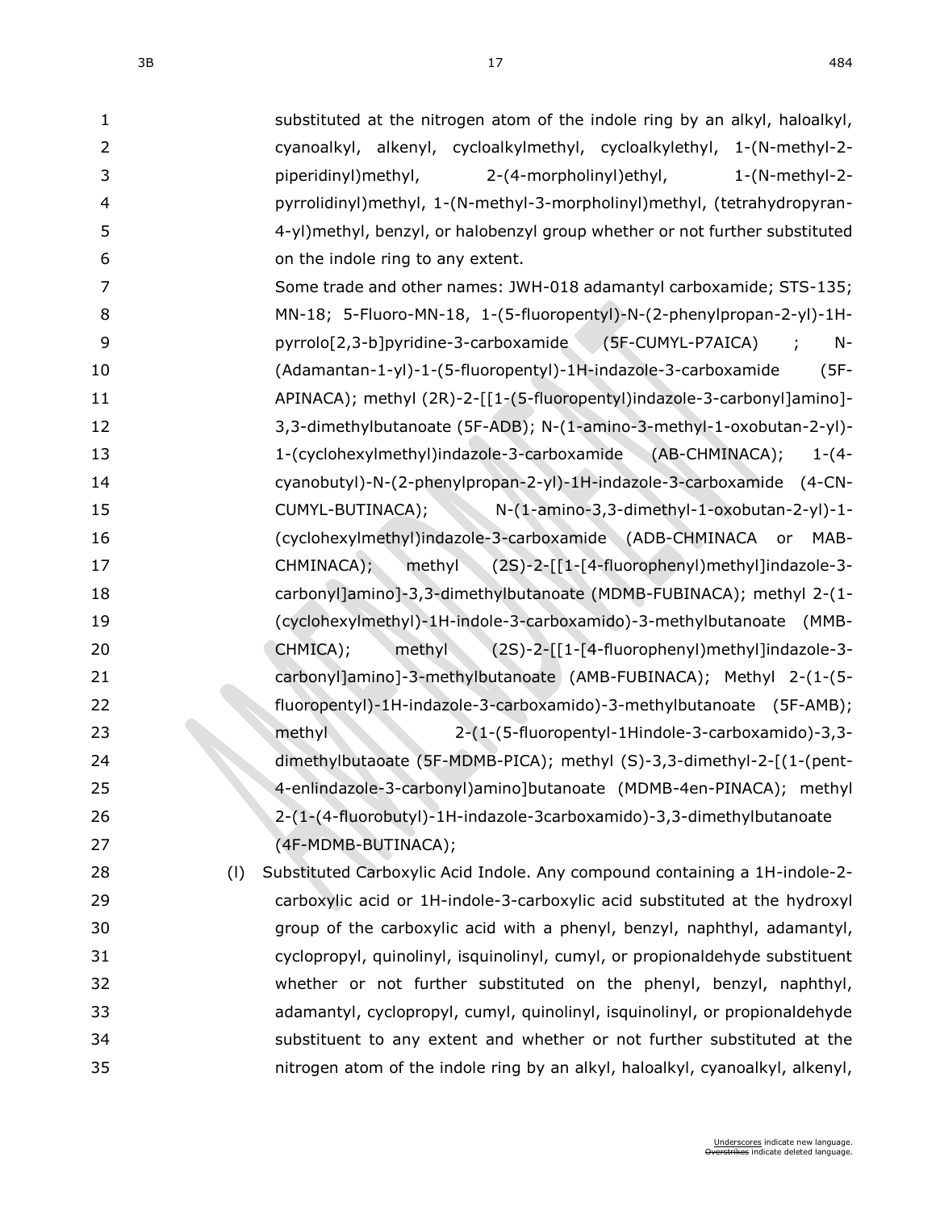substituted at the nitrogen atom of the indole ring by an alkyl, haloalkyl, cyanoalkyl, alkenyl, cycloalkylmethyl, cycloalkylethyl, 1-(N-methyl-2-piperidinyl)methyl, 2-(4-morpholinyl)ethyl, 1-(N-methyl-2-pyrrolidinyl)methyl, 1-(N-methyl-3-morpholinyl)methyl, (tetrahydropyran-4-yl)methyl, benzyl, or halobenzyl group whether or not further substituted on the indole ring to any extent.

Some trade and other names: JWH-018 adamantyl carboxamide; STS-135; MN-18; 5-Fluoro-MN-18, 1-(5-fluoropentyl)-N-(2-phenylpropan-2-yl)-1H-pyrrolo[2,3-b]pyridine-3-carboxamide (5F-CUMYL-P7AICA) ; N-(Adamantan-1-yl)-1-(5-fluoropentyl)-1H-indazole-3-carboxamide (5F-APINACA); methyl (2R)-2-[[1-(5-fluoropentyl)indazole-3-carbonyl]amino]-3,3-dimethylbutanoate (5F-ADB); N-(1-amino-3-methyl-1-oxobutan-2-yl)-1-(cyclohexylmethyl)indazole-3-carboxamide (AB-CHMINACA); 1-(4-cyanobutyl)-N-(2-phenylpropan-2-yl)-1H-indazole-3-carboxamide (4-CN-CUMYL-BUTINACA); N-(1-amino-3,3-dimethyl-1-oxobutan-2-yl)-1-(cyclohexylmethyl)indazole-3-carboxamide (ADB-CHMINACA or MAB-CHMINACA); methyl (2S)-2-[[1-[4-fluorophenyl)methyl]indazole-3-carbonyl]amino]-3,3-dimethylbutanoate (MDMB-FUBINACA); methyl 2-(1-(cyclohexylmethyl)-1H-indole-3-carboxamido)-3-methylbutanoate (MMB-CHMICA); methyl (2S)-2-[[1-[4-fluorophenyl)methyl]indazole-3-carbonyl]amino]-3-methylbutanoate (AMB-FUBINACA); Methyl 2-(1-(5-fluoropentyl)-1H-indazole-3-carboxamido)-3-methylbutanoate (5F-AMB); methyl 2-(1-(5-fluoropentyl-1Hindole-3-carboxamido)-3,3-dimethylbutaoate (5F-MDMB-PICA); methyl (S)-3,3-dimethyl-2-[(1-(pent-4-enlindazole-3-carbonyl)amino]butanoate (MDMB-4en-PINACA); methyl 2-(1-(4-fluorobutyl)-1H-indazole-3carboxamido)-3,3-dimethylbutanoate (4F-MDMB-BUTINACA);

(l) Substituted Carboxylic Acid Indole. Any compound containing a 1H-indole-2-carboxylic acid or 1H-indole-3-carboxylic acid substituted at the hydroxyl group of the carboxylic acid with a phenyl, benzyl, naphthyl, adamantyl, cyclopropyl, quinolinyl, isquinolinyl, cumyl, or propionaldehyde substituent whether or not further substituted on the phenyl, benzyl, naphthyl, adamantyl, cyclopropyl, cumyl, quinolinyl, isquinolinyl, or propionaldehyde substituent to any extent and whether or not further substituted at the nitrogen atom of the indole ring by an alkyl, haloalkyl, cyanoalkyl, alkenyl,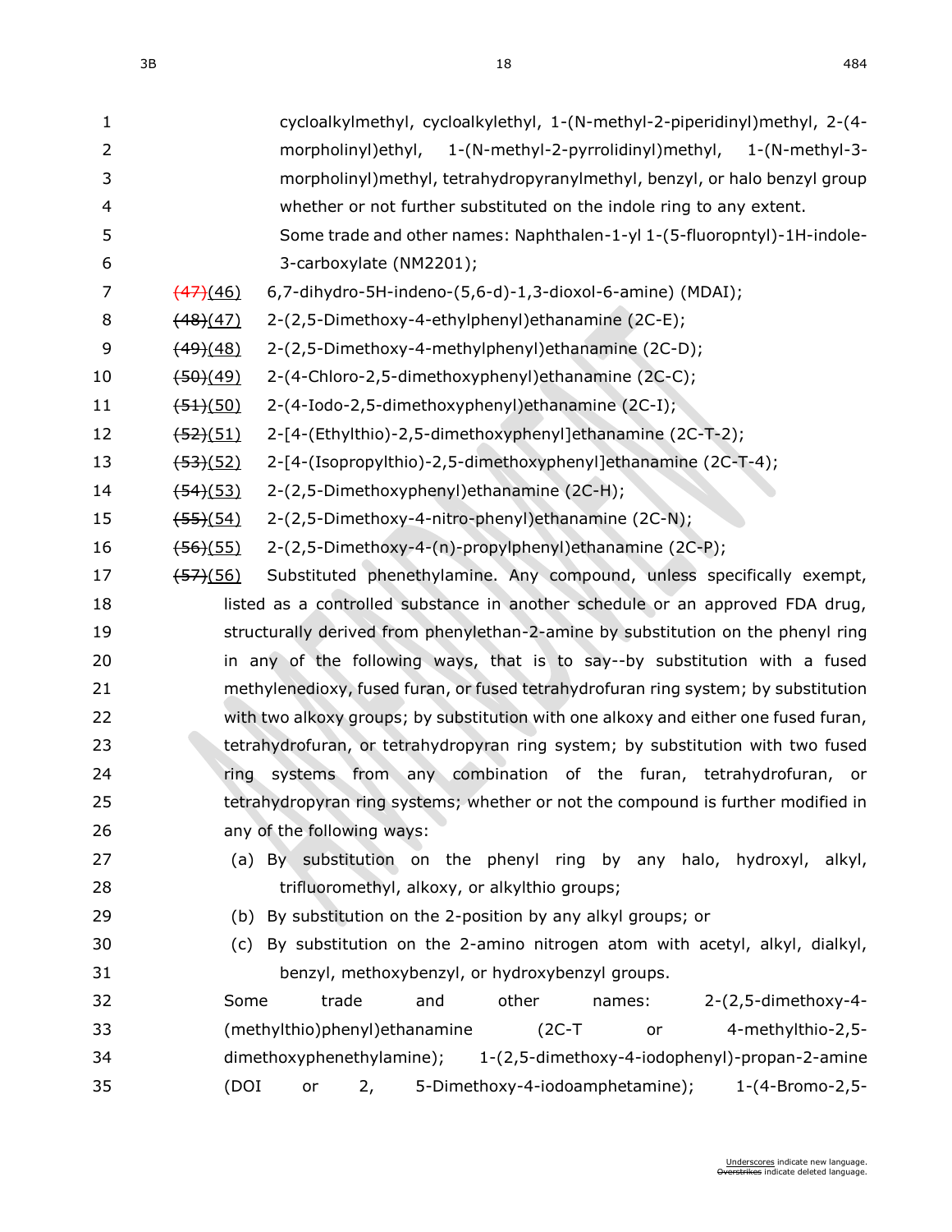cycloalkylmethyl, cycloalkylethyl, 1-(N-methyl-2-piperidinyl)methyl, 2-(4-morpholinyl)ethyl, 1-(N-methyl-2-pyrrolidinyl)methyl, 1-(N-methyl-3-morpholinyl)methyl, tetrahydropyranylmethyl, benzyl, or halo benzyl group whether or not further substituted on the indole ring to any extent. Some trade and other names: Naphthalen-1-yl 1-(5-fluoropntyl)-1H-indole-3-carboxylate (NM2201);

~~(47)~~(46) 6,7-dihydro-5H-indeno-(5,6-d)-1,3-dioxol-6-amine) (MDAI);

~~(48)~~(47) 2-(2,5-Dimethoxy-4-ethylphenyl)ethanamine (2C-E);

~~(49)~~(48) 2-(2,5-Dimethoxy-4-methylphenyl)ethanamine (2C-D);

~~(50)~~(49) 2-(4-Chloro-2,5-dimethoxyphenyl)ethanamine (2C-C);

~~(51)~~(50) 2-(4-Iodo-2,5-dimethoxyphenyl)ethanamine (2C-I);

~~(52)~~(51) 2-[4-(Ethylthio)-2,5-dimethoxyphenyl]ethanamine (2C-T-2);

~~(53)~~(52) 2-[4-(Isopropylthio)-2,5-dimethoxyphenyl]ethanamine (2C-T-4);

~~(54)~~(53) 2-(2,5-Dimethoxyphenyl)ethanamine (2C-H);

~~(55)~~(54) 2-(2,5-Dimethoxy-4-nitro-phenyl)ethanamine (2C-N);

~~(56)~~(55) 2-(2,5-Dimethoxy-4-(n)-propylphenyl)ethanamine (2C-P);

~~(57)~~(56) Substituted phenethylamine. Any compound, unless specifically exempt, listed as a controlled substance in another schedule or an approved FDA drug, structurally derived from phenylethan-2-amine by substitution on the phenyl ring in any of the following ways, that is to say--by substitution with a fused methylenedioxy, fused furan, or fused tetrahydrofuran ring system; by substitution with two alkoxy groups; by substitution with one alkoxy and either one fused furan, tetrahydrofuran, or tetrahydropyran ring system; by substitution with two fused ring systems from any combination of the furan, tetrahydrofuran, or tetrahydropyran ring systems; whether or not the compound is further modified in any of the following ways:

(a) By substitution on the phenyl ring by any halo, hydroxyl, alkyl, trifluoromethyl, alkoxy, or alkylthio groups;

(b) By substitution on the 2-position by any alkyl groups; or

(c) By substitution on the 2-amino nitrogen atom with acetyl, alkyl, dialkyl, benzyl, methoxybenzyl, or hydroxybenzyl groups.

Some trade and other names: 2-(2,5-dimethoxy-4-(methylthio)phenyl)ethanamine (2C-T or 4-methylthio-2,5-dimethoxyphenethylamine); 1-(2,5-dimethoxy-4-iodophenyl)-propan-2-amine (DOI or 2, 5-Dimethoxy-4-iodoamphetamine); 1-(4-Bromo-2,5-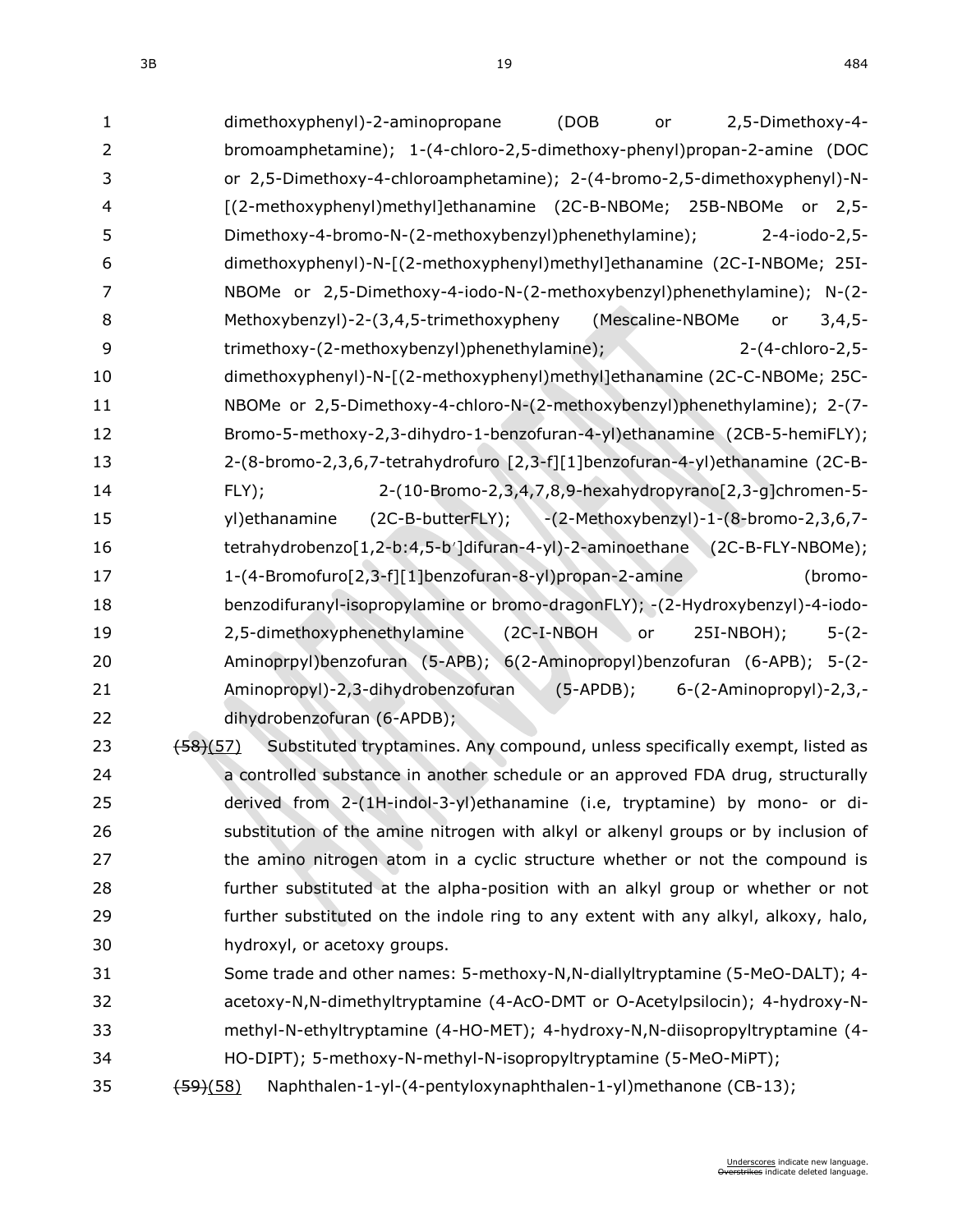dimethoxyphenyl)-2-aminopropane (DOB or 2,5-Dimethoxy-4-bromoamphetamine); 1-(4-chloro-2,5-dimethoxy-phenyl)propan-2-amine (DOC or 2,5-Dimethoxy-4-chloroamphetamine); 2-(4-bromo-2,5-dimethoxyphenyl)-N-[(2-methoxyphenyl)methyl]ethanamine (2C-B-NBOMe; 25B-NBOMe or 2,5-Dimethoxy-4-bromo-N-(2-methoxybenzyl)phenethylamine); 2-4-iodo-2,5-dimethoxyphenyl)-N-[(2-methoxyphenyl)methyl]ethanamine (2C-I-NBOMe; 25I-NBOMe or 2,5-Dimethoxy-4-iodo-N-(2-methoxybenzyl)phenethylamine); N-(2-Methoxybenzyl)-2-(3,4,5-trimethoxypheny (Mescaline-NBOMe or 3,4,5-trimethoxy-(2-methoxybenzyl)phenethylamine); 2-(4-chloro-2,5-dimethoxyphenyl)-N-[(2-methoxyphenyl)methyl]ethanamine (2C-C-NBOMe; 25C-NBOMe or 2,5-Dimethoxy-4-chloro-N-(2-methoxybenzyl)phenethylamine); 2-(7-Bromo-5-methoxy-2,3-dihydro-1-benzofuran-4-yl)ethanamine (2CB-5-hemiFLY); 2-(8-bromo-2,3,6,7-tetrahydrofuro [2,3-f][1]benzofuran-4-yl)ethanamine (2C-B-FLY); 2-(10-Bromo-2,3,4,7,8,9-hexahydropyrano[2,3-g]chromen-5-yl)ethanamine (2C-B-butterFLY); -(2-Methoxybenzyl)-1-(8-bromo-2,3,6,7-tetrahydrobenzo[1,2-b:4,5-b′]difuran-4-yl)-2-aminoethane (2C-B-FLY-NBOMe); 1-(4-Bromofuro[2,3-f][1]benzofuran-8-yl)propan-2-amine (bromo-benzodifuranyl-isopropylamine or bromo-dragonFLY); -(2-Hydroxybenzyl)-4-iodo-2,5-dimethoxyphenethylamine (2C-I-NBOH or 25I-NBOH); 5-(2-Aminoprpyl)benzofuran (5-APB); 6(2-Aminopropyl)benzofuran (6-APB); 5-(2-Aminopropyl)-2,3-dihydrobenzofuran (5-APDB); 6-(2-Aminopropyl)-2,3,-dihydrobenzofuran (6-APDB);

~~(58)~~(57) Substituted tryptamines. Any compound, unless specifically exempt, listed as a controlled substance in another schedule or an approved FDA drug, structurally derived from 2-(1H-indol-3-yl)ethanamine (i.e, tryptamine) by mono- or di-substitution of the amine nitrogen with alkyl or alkenyl groups or by inclusion of the amino nitrogen atom in a cyclic structure whether or not the compound is further substituted at the alpha-position with an alkyl group or whether or not further substituted on the indole ring to any extent with any alkyl, alkoxy, halo, hydroxyl, or acetoxy groups.

Some trade and other names: 5-methoxy-N,N-diallyltryptamine (5-MeO-DALT); 4-acetoxy-N,N-dimethyltryptamine (4-AcO-DMT or O-Acetylpsilocin); 4-hydroxy-N-methyl-N-ethyltryptamine (4-HO-MET); 4-hydroxy-N,N-diisopropyltryptamine (4-HO-DIPT); 5-methoxy-N-methyl-N-isopropyltryptamine (5-MeO-MiPT);

~~(59)~~(58) Naphthalen-1-yl-(4-pentyloxynaphthalen-1-yl)methanone (CB-13);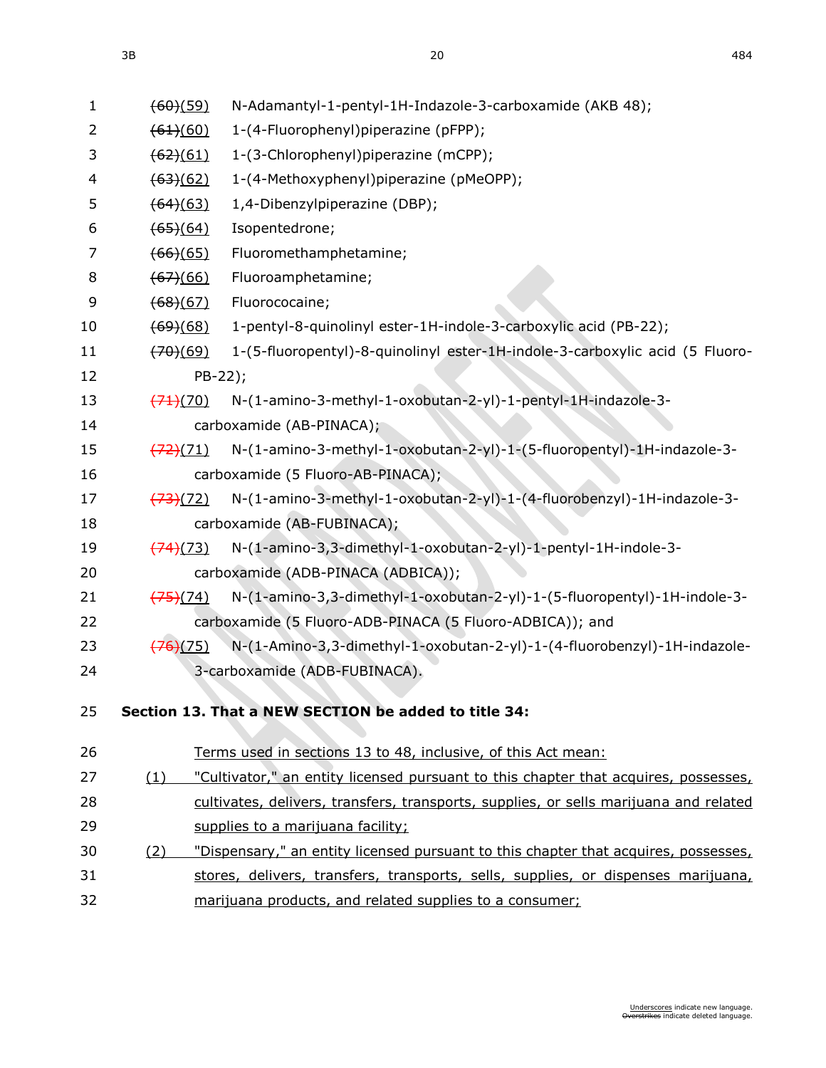~~(60)~~(59) N-Adamantyl-1-pentyl-1H-Indazole-3-carboxamide (AKB 48);

~~(61)~~(60) 1-(4-Fluorophenyl)piperazine (pFPP);

~~(62)~~(61) 1-(3-Chlorophenyl)piperazine (mCPP);

~~(63)~~(62) 1-(4-Methoxyphenyl)piperazine (pMeOPP);

~~(64)~~(63) 1,4-Dibenzylpiperazine (DBP);

~~(65)~~(64) Isopentedrone;

~~(66)~~(65) Fluoromethamphetamine;

~~(67)~~(66) Fluoroamphetamine;

~~(68)~~(67) Fluorococaine;

~~(69)~~(68) 1-pentyl-8-quinolinyl ester-1H-indole-3-carboxylic acid (PB-22);

~~(70)~~(69) 1-(5-fluoropentyl)-8-quinolinyl ester-1H-indole-3-carboxylic acid (5 Fluoro-PB-22);

~~(71)~~(70) N-(1-amino-3-methyl-1-oxobutan-2-yl)-1-pentyl-1H-indazole-3-carboxamide (AB-PINACA);

~~(72)~~(71) N-(1-amino-3-methyl-1-oxobutan-2-yl)-1-(5-fluoropentyl)-1H-indazole-3-carboxamide (5 Fluoro-AB-PINACA);

~~(73)~~(72) N-(1-amino-3-methyl-1-oxobutan-2-yl)-1-(4-fluorobenzyl)-1H-indazole-3-carboxamide (AB-FUBINACA);

~~(74)~~(73) N-(1-amino-3,3-dimethyl-1-oxobutan-2-yl)-1-pentyl-1H-indole-3-carboxamide (ADB-PINACA (ADBICA));

~~(75)~~(74) N-(1-amino-3,3-dimethyl-1-oxobutan-2-yl)-1-(5-fluoropentyl)-1H-indole-3-carboxamide (5 Fluoro-ADB-PINACA (5 Fluoro-ADBICA)); and

~~(76)~~(75) N-(1-Amino-3,3-dimethyl-1-oxobutan-2-yl)-1-(4-fluorobenzyl)-1H-indazole-3-carboxamide (ADB-FUBINACA).

**Section 13. That a NEW SECTION be added to title 34:**

Terms used in sections 13 to 48, inclusive, of this Act mean:

(1) "Cultivator," an entity licensed pursuant to this chapter that acquires, possesses, cultivates, delivers, transfers, transports, supplies, or sells marijuana and related supplies to a marijuana facility;

(2) "Dispensary," an entity licensed pursuant to this chapter that acquires, possesses, stores, delivers, transfers, transports, sells, supplies, or dispenses marijuana, marijuana products, and related supplies to a consumer;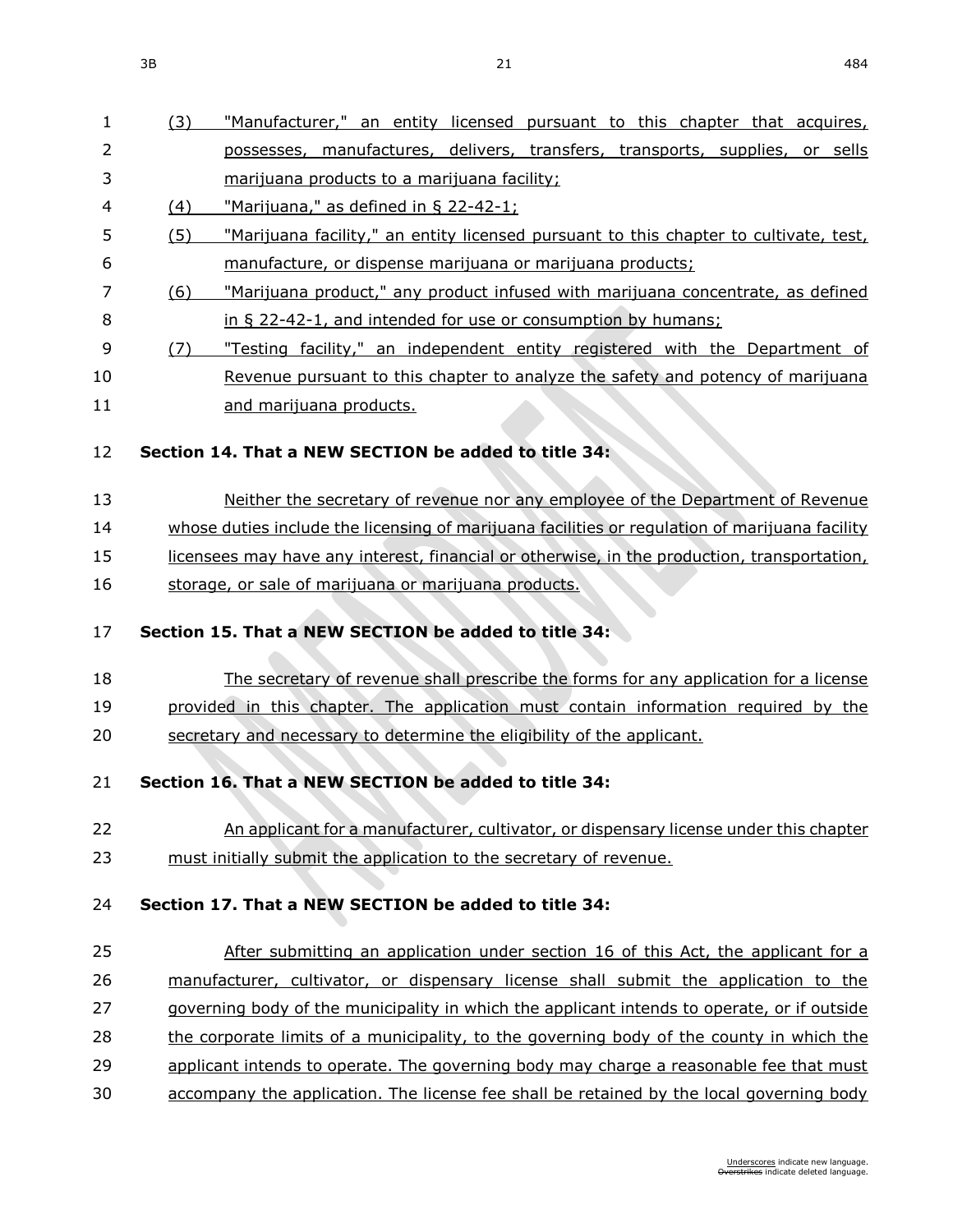(3) "Manufacturer," an entity licensed pursuant to this chapter that acquires, possesses, manufactures, delivers, transfers, transports, supplies, or sells marijuana products to a marijuana facility;

(4) "Marijuana," as defined in § 22-42-1;

(5) "Marijuana facility," an entity licensed pursuant to this chapter to cultivate, test, manufacture, or dispense marijuana or marijuana products;

(6) "Marijuana product," any product infused with marijuana concentrate, as defined in § 22-42-1, and intended for use or consumption by humans;

(7) "Testing facility," an independent entity registered with the Department of Revenue pursuant to this chapter to analyze the safety and potency of marijuana and marijuana products.

**Section 14. That a NEW SECTION be added to title 34:**

Neither the secretary of revenue nor any employee of the Department of Revenue whose duties include the licensing of marijuana facilities or regulation of marijuana facility licensees may have any interest, financial or otherwise, in the production, transportation, storage, or sale of marijuana or marijuana products.

**Section 15. That a NEW SECTION be added to title 34:**

The secretary of revenue shall prescribe the forms for any application for a license provided in this chapter. The application must contain information required by the secretary and necessary to determine the eligibility of the applicant.

**Section 16. That a NEW SECTION be added to title 34:**

An applicant for a manufacturer, cultivator, or dispensary license under this chapter must initially submit the application to the secretary of revenue.

**Section 17. That a NEW SECTION be added to title 34:**

After submitting an application under section 16 of this Act, the applicant for a manufacturer, cultivator, or dispensary license shall submit the application to the governing body of the municipality in which the applicant intends to operate, or if outside the corporate limits of a municipality, to the governing body of the county in which the applicant intends to operate. The governing body may charge a reasonable fee that must accompany the application. The license fee shall be retained by the local governing body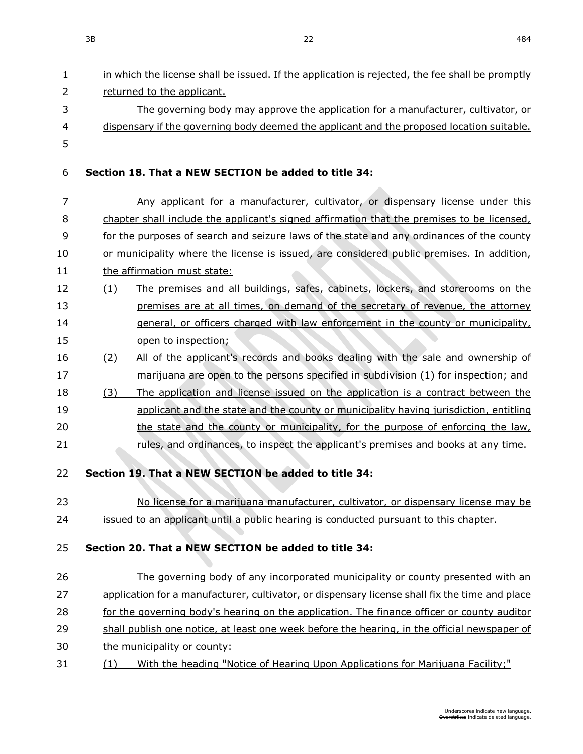in which the license shall be issued. If the application is rejected, the fee shall be promptly returned to the applicant.

The governing body may approve the application for a manufacturer, cultivator, or dispensary if the governing body deemed the applicant and the proposed location suitable.

**Section 18. That a NEW SECTION be added to title 34:**

Any applicant for a manufacturer, cultivator, or dispensary license under this chapter shall include the applicant's signed affirmation that the premises to be licensed, for the purposes of search and seizure laws of the state and any ordinances of the county or municipality where the license is issued, are considered public premises. In addition, the affirmation must state:

(1) The premises and all buildings, safes, cabinets, lockers, and storerooms on the premises are at all times, on demand of the secretary of revenue, the attorney general, or officers charged with law enforcement in the county or municipality, open to inspection;

(2) All of the applicant's records and books dealing with the sale and ownership of marijuana are open to the persons specified in subdivision (1) for inspection; and

(3) The application and license issued on the application is a contract between the applicant and the state and the county or municipality having jurisdiction, entitling the state and the county or municipality, for the purpose of enforcing the law, rules, and ordinances, to inspect the applicant's premises and books at any time.

**Section 19. That a NEW SECTION be added to title 34:**

No license for a marijuana manufacturer, cultivator, or dispensary license may be issued to an applicant until a public hearing is conducted pursuant to this chapter.

**Section 20. That a NEW SECTION be added to title 34:**

The governing body of any incorporated municipality or county presented with an application for a manufacturer, cultivator, or dispensary license shall fix the time and place for the governing body's hearing on the application. The finance officer or county auditor shall publish one notice, at least one week before the hearing, in the official newspaper of the municipality or county:

(1) With the heading "Notice of Hearing Upon Applications for Marijuana Facility;"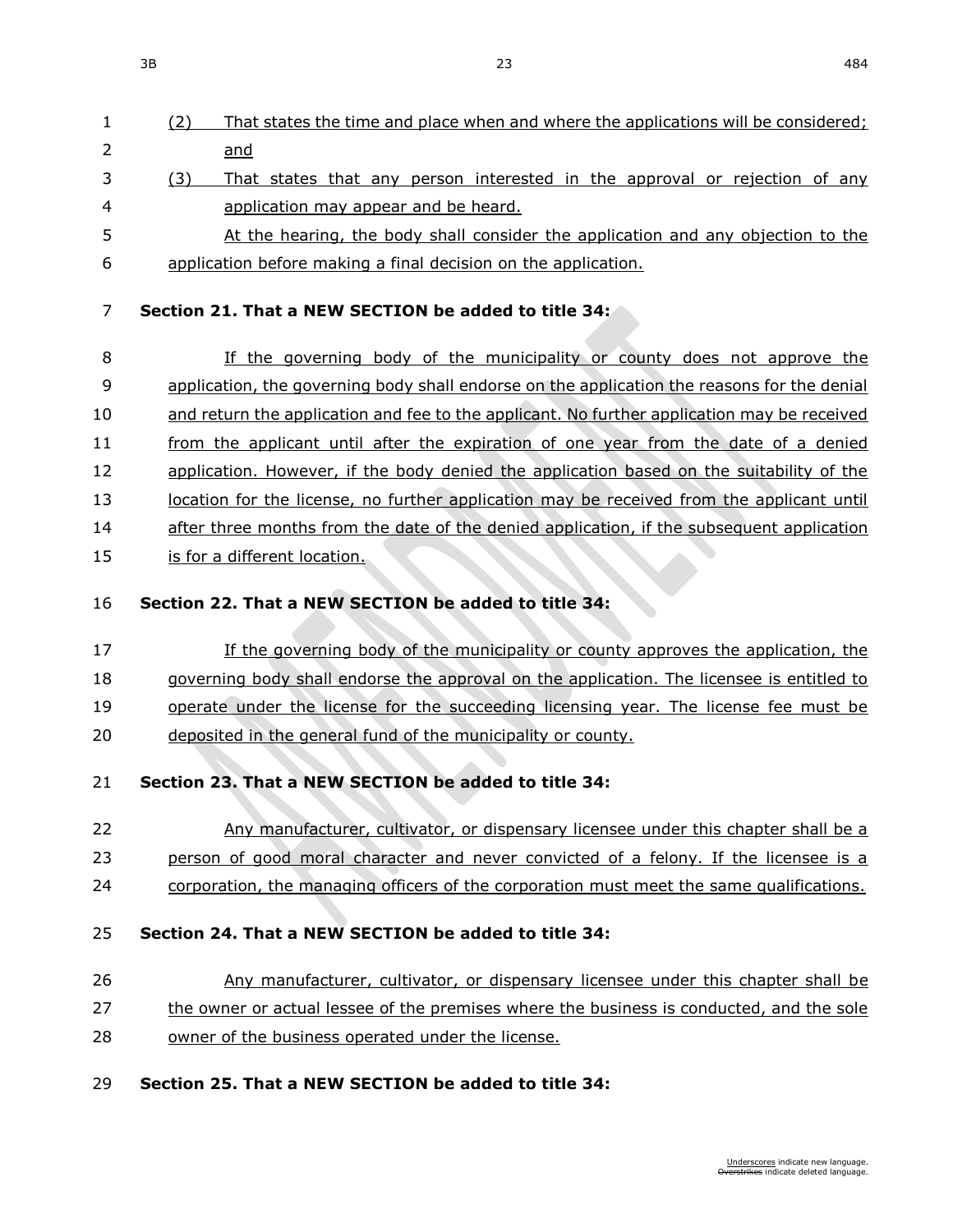(2) That states the time and place when and where the applications will be considered; and

(3) That states that any person interested in the approval or rejection of any application may appear and be heard.

At the hearing, the body shall consider the application and any objection to the application before making a final decision on the application.

**Section 21. That a NEW SECTION be added to title 34:**

If the governing body of the municipality or county does not approve the application, the governing body shall endorse on the application the reasons for the denial and return the application and fee to the applicant. No further application may be received from the applicant until after the expiration of one year from the date of a denied application. However, if the body denied the application based on the suitability of the location for the license, no further application may be received from the applicant until after three months from the date of the denied application, if the subsequent application is for a different location.

**Section 22. That a NEW SECTION be added to title 34:**

If the governing body of the municipality or county approves the application, the governing body shall endorse the approval on the application. The licensee is entitled to operate under the license for the succeeding licensing year. The license fee must be deposited in the general fund of the municipality or county.

**Section 23. That a NEW SECTION be added to title 34:**

Any manufacturer, cultivator, or dispensary licensee under this chapter shall be a person of good moral character and never convicted of a felony. If the licensee is a corporation, the managing officers of the corporation must meet the same qualifications.

**Section 24. That a NEW SECTION be added to title 34:**

Any manufacturer, cultivator, or dispensary licensee under this chapter shall be the owner or actual lessee of the premises where the business is conducted, and the sole owner of the business operated under the license.

**Section 25. That a NEW SECTION be added to title 34:**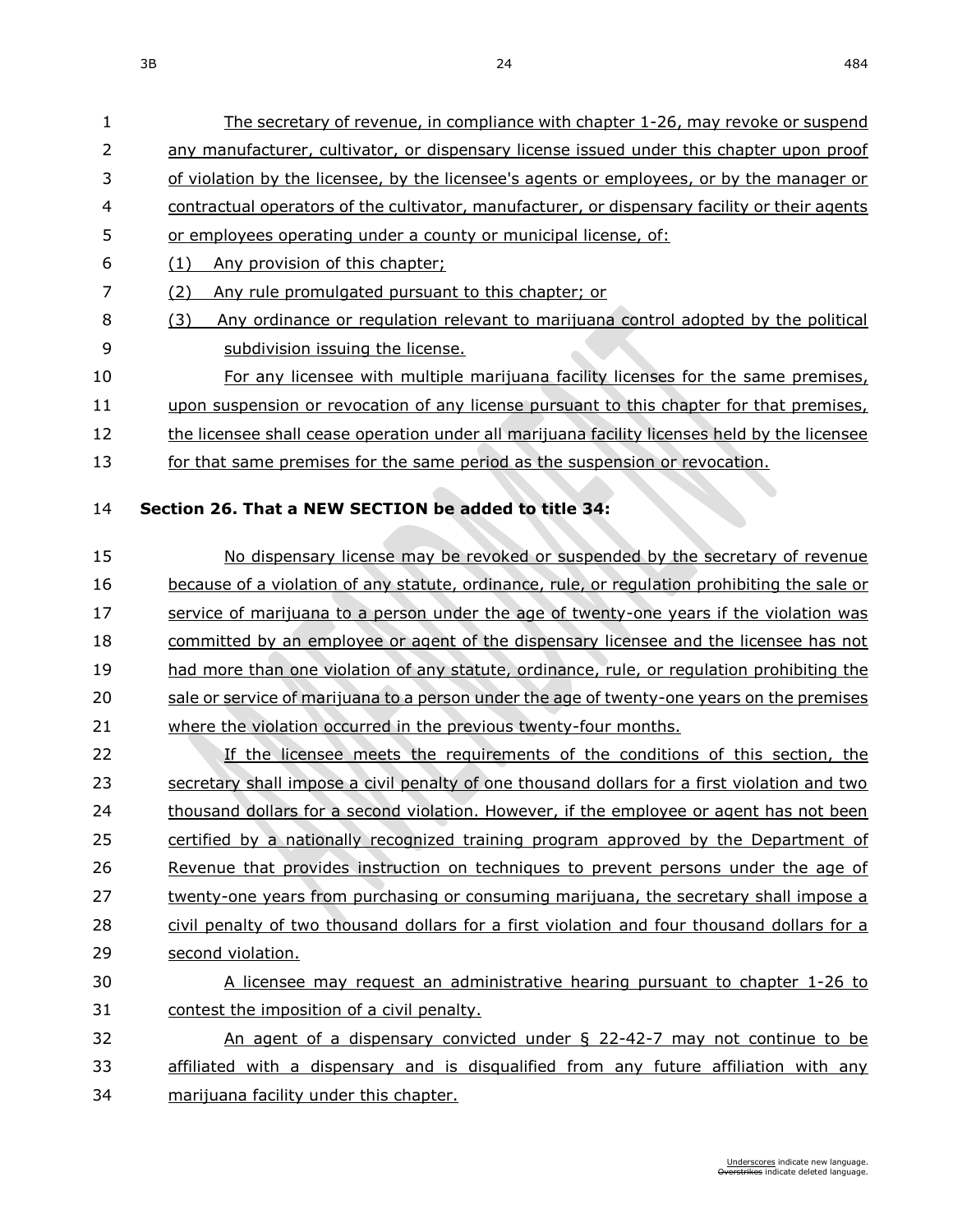The secretary of revenue, in compliance with chapter 1-26, may revoke or suspend any manufacturer, cultivator, or dispensary license issued under this chapter upon proof of violation by the licensee, by the licensee's agents or employees, or by the manager or contractual operators of the cultivator, manufacturer, or dispensary facility or their agents or employees operating under a county or municipal license, of:

(1) Any provision of this chapter;

(2) Any rule promulgated pursuant to this chapter; or

(3) Any ordinance or regulation relevant to marijuana control adopted by the political subdivision issuing the license.

For any licensee with multiple marijuana facility licenses for the same premises, upon suspension or revocation of any license pursuant to this chapter for that premises, the licensee shall cease operation under all marijuana facility licenses held by the licensee for that same premises for the same period as the suspension or revocation.

**Section 26. That a NEW SECTION be added to title 34:**

No dispensary license may be revoked or suspended by the secretary of revenue because of a violation of any statute, ordinance, rule, or regulation prohibiting the sale or service of marijuana to a person under the age of twenty-one years if the violation was committed by an employee or agent of the dispensary licensee and the licensee has not had more than one violation of any statute, ordinance, rule, or regulation prohibiting the sale or service of marijuana to a person under the age of twenty-one years on the premises where the violation occurred in the previous twenty-four months.

If the licensee meets the requirements of the conditions of this section, the secretary shall impose a civil penalty of one thousand dollars for a first violation and two thousand dollars for a second violation. However, if the employee or agent has not been certified by a nationally recognized training program approved by the Department of Revenue that provides instruction on techniques to prevent persons under the age of twenty-one years from purchasing or consuming marijuana, the secretary shall impose a civil penalty of two thousand dollars for a first violation and four thousand dollars for a second violation.

A licensee may request an administrative hearing pursuant to chapter 1-26 to contest the imposition of a civil penalty.

An agent of a dispensary convicted under § 22-42-7 may not continue to be affiliated with a dispensary and is disqualified from any future affiliation with any marijuana facility under this chapter.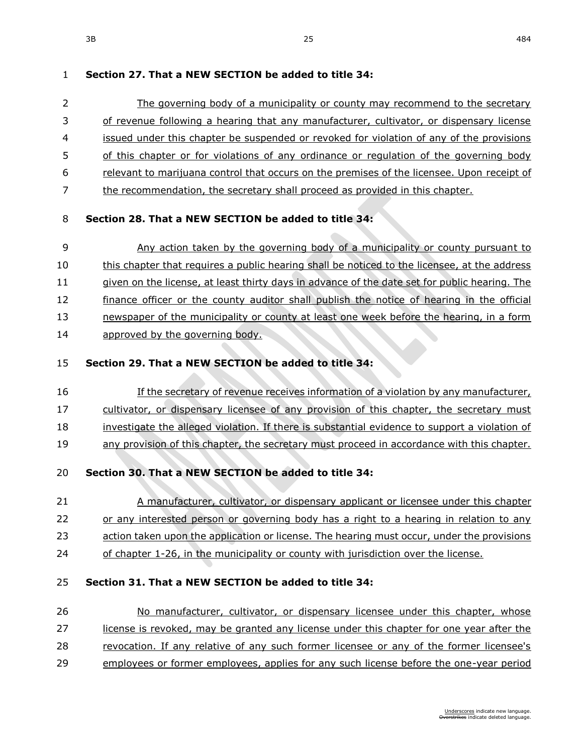**Section 27. That a NEW SECTION be added to title 34:**

The governing body of a municipality or county may recommend to the secretary of revenue following a hearing that any manufacturer, cultivator, or dispensary license issued under this chapter be suspended or revoked for violation of any of the provisions of this chapter or for violations of any ordinance or regulation of the governing body relevant to marijuana control that occurs on the premises of the licensee. Upon receipt of the recommendation, the secretary shall proceed as provided in this chapter.

**Section 28. That a NEW SECTION be added to title 34:**

Any action taken by the governing body of a municipality or county pursuant to this chapter that requires a public hearing shall be noticed to the licensee, at the address given on the license, at least thirty days in advance of the date set for public hearing. The finance officer or the county auditor shall publish the notice of hearing in the official newspaper of the municipality or county at least one week before the hearing, in a form approved by the governing body.

**Section 29. That a NEW SECTION be added to title 34:**

If the secretary of revenue receives information of a violation by any manufacturer, cultivator, or dispensary licensee of any provision of this chapter, the secretary must investigate the alleged violation. If there is substantial evidence to support a violation of any provision of this chapter, the secretary must proceed in accordance with this chapter.

**Section 30. That a NEW SECTION be added to title 34:**

A manufacturer, cultivator, or dispensary applicant or licensee under this chapter or any interested person or governing body has a right to a hearing in relation to any action taken upon the application or license. The hearing must occur, under the provisions of chapter 1-26, in the municipality or county with jurisdiction over the license.

**Section 31. That a NEW SECTION be added to title 34:**

No manufacturer, cultivator, or dispensary licensee under this chapter, whose license is revoked, may be granted any license under this chapter for one year after the revocation. If any relative of any such former licensee or any of the former licensee's employees or former employees, applies for any such license before the one-year period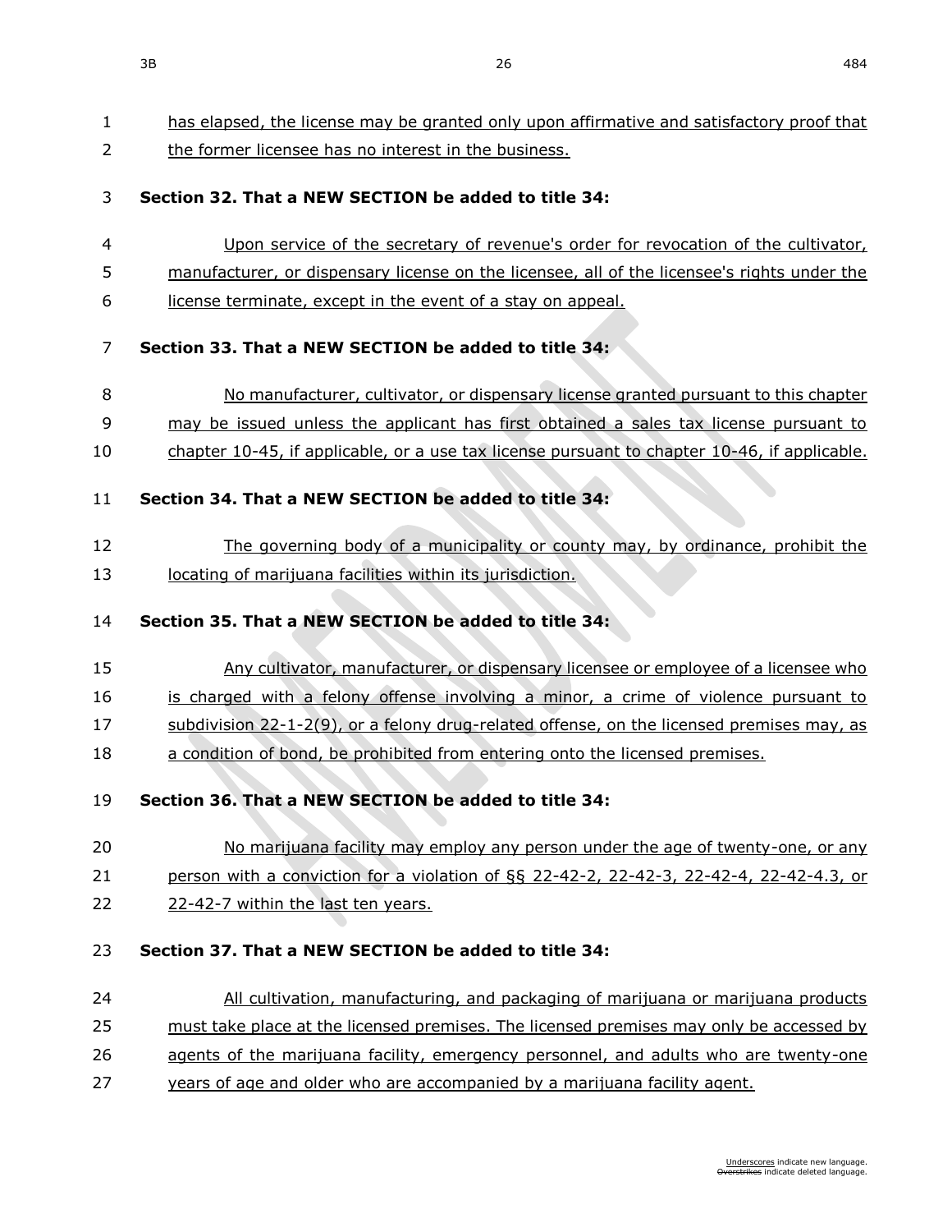has elapsed, the license may be granted only upon affirmative and satisfactory proof that the former licensee has no interest in the business.

**Section 32. That a NEW SECTION be added to title 34:**

Upon service of the secretary of revenue's order for revocation of the cultivator, manufacturer, or dispensary license on the licensee, all of the licensee's rights under the license terminate, except in the event of a stay on appeal.

**Section 33. That a NEW SECTION be added to title 34:**

No manufacturer, cultivator, or dispensary license granted pursuant to this chapter may be issued unless the applicant has first obtained a sales tax license pursuant to chapter 10-45, if applicable, or a use tax license pursuant to chapter 10-46, if applicable.

**Section 34. That a NEW SECTION be added to title 34:**

The governing body of a municipality or county may, by ordinance, prohibit the locating of marijuana facilities within its jurisdiction.

**Section 35. That a NEW SECTION be added to title 34:**

Any cultivator, manufacturer, or dispensary licensee or employee of a licensee who is charged with a felony offense involving a minor, a crime of violence pursuant to subdivision 22-1-2(9), or a felony drug-related offense, on the licensed premises may, as a condition of bond, be prohibited from entering onto the licensed premises.

**Section 36. That a NEW SECTION be added to title 34:**

No marijuana facility may employ any person under the age of twenty-one, or any person with a conviction for a violation of §§ 22-42-2, 22-42-3, 22-42-4, 22-42-4.3, or 22-42-7 within the last ten years.

**Section 37. That a NEW SECTION be added to title 34:**

All cultivation, manufacturing, and packaging of marijuana or marijuana products must take place at the licensed premises. The licensed premises may only be accessed by agents of the marijuana facility, emergency personnel, and adults who are twenty-one years of age and older who are accompanied by a marijuana facility agent.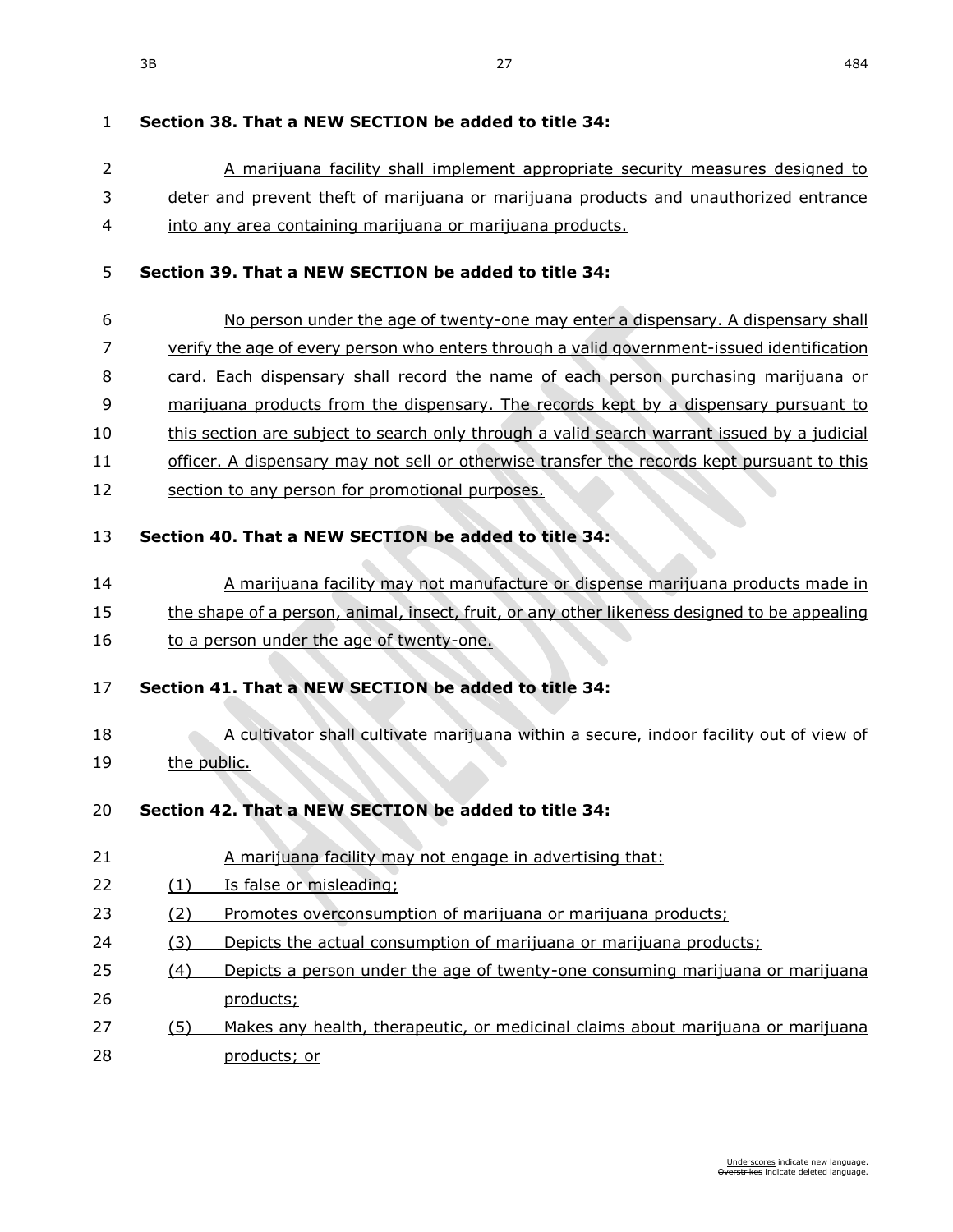**Section 38. That a NEW SECTION be added to title 34:**

A marijuana facility shall implement appropriate security measures designed to deter and prevent theft of marijuana or marijuana products and unauthorized entrance into any area containing marijuana or marijuana products.

**Section 39. That a NEW SECTION be added to title 34:**

No person under the age of twenty-one may enter a dispensary. A dispensary shall verify the age of every person who enters through a valid government-issued identification card. Each dispensary shall record the name of each person purchasing marijuana or marijuana products from the dispensary. The records kept by a dispensary pursuant to this section are subject to search only through a valid search warrant issued by a judicial officer. A dispensary may not sell or otherwise transfer the records kept pursuant to this section to any person for promotional purposes.

**Section 40. That a NEW SECTION be added to title 34:**

A marijuana facility may not manufacture or dispense marijuana products made in the shape of a person, animal, insect, fruit, or any other likeness designed to be appealing to a person under the age of twenty-one.

**Section 41. That a NEW SECTION be added to title 34:**

A cultivator shall cultivate marijuana within a secure, indoor facility out of view of the public.

**Section 42. That a NEW SECTION be added to title 34:**

A marijuana facility may not engage in advertising that:

(1) Is false or misleading;

(2) Promotes overconsumption of marijuana or marijuana products;

(3) Depicts the actual consumption of marijuana or marijuana products;

(4) Depicts a person under the age of twenty-one consuming marijuana or marijuana products;

(5) Makes any health, therapeutic, or medicinal claims about marijuana or marijuana products; or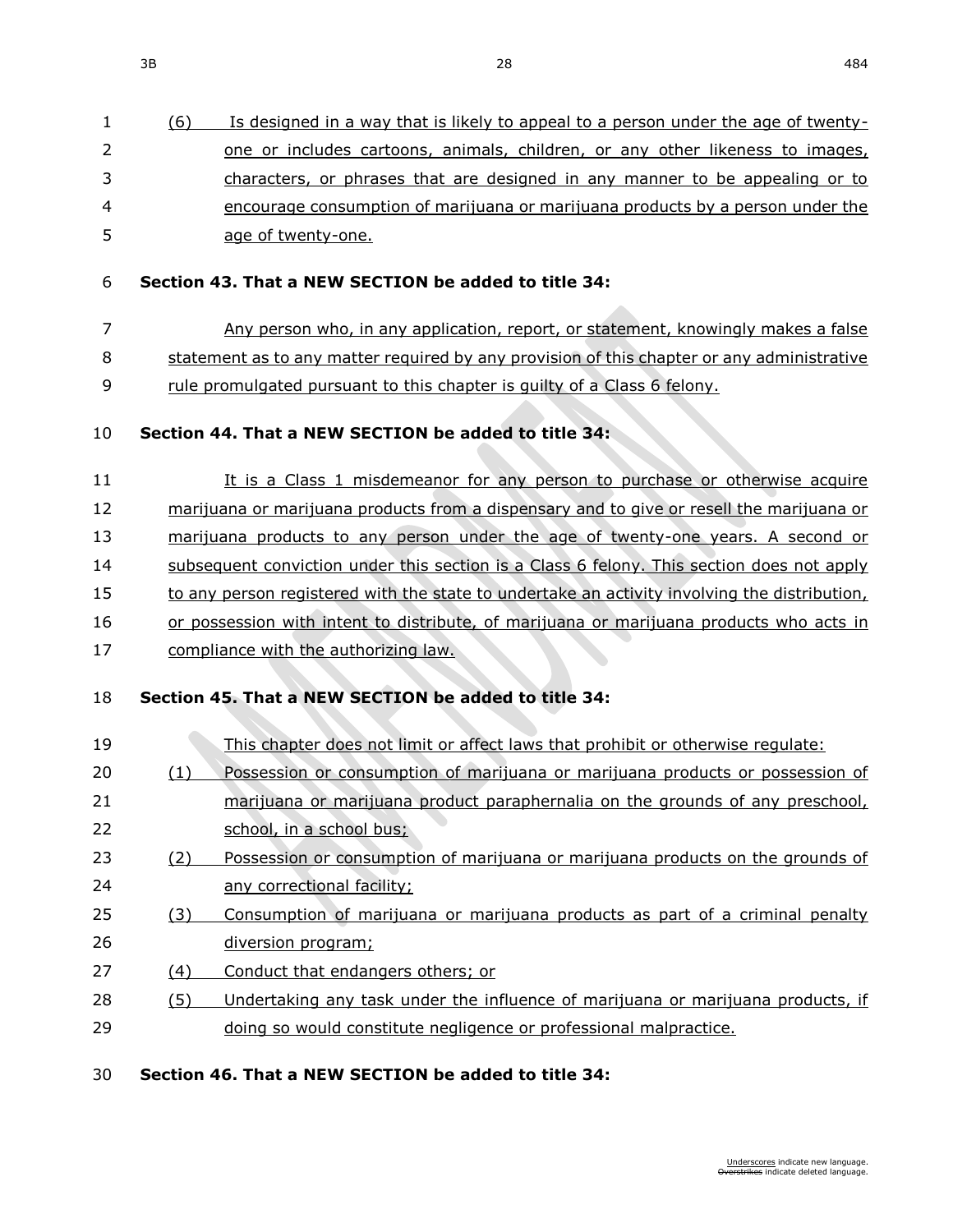(6) Is designed in a way that is likely to appeal to a person under the age of twenty-one or includes cartoons, animals, children, or any other likeness to images, characters, or phrases that are designed in any manner to be appealing or to encourage consumption of marijuana or marijuana products by a person under the age of twenty-one.

**Section 43. That a NEW SECTION be added to title 34:**

Any person who, in any application, report, or statement, knowingly makes a false statement as to any matter required by any provision of this chapter or any administrative rule promulgated pursuant to this chapter is guilty of a Class 6 felony.

**Section 44. That a NEW SECTION be added to title 34:**

It is a Class 1 misdemeanor for any person to purchase or otherwise acquire marijuana or marijuana products from a dispensary and to give or resell the marijuana or marijuana products to any person under the age of twenty-one years. A second or subsequent conviction under this section is a Class 6 felony. This section does not apply to any person registered with the state to undertake an activity involving the distribution, or possession with intent to distribute, of marijuana or marijuana products who acts in compliance with the authorizing law.

**Section 45. That a NEW SECTION be added to title 34:**

This chapter does not limit or affect laws that prohibit or otherwise regulate:

(1) Possession or consumption of marijuana or marijuana products or possession of marijuana or marijuana product paraphernalia on the grounds of any preschool, school, in a school bus;

(2) Possession or consumption of marijuana or marijuana products on the grounds of any correctional facility;

(3) Consumption of marijuana or marijuana products as part of a criminal penalty diversion program;

(4) Conduct that endangers others; or

(5) Undertaking any task under the influence of marijuana or marijuana products, if doing so would constitute negligence or professional malpractice.

**Section 46. That a NEW SECTION be added to title 34:**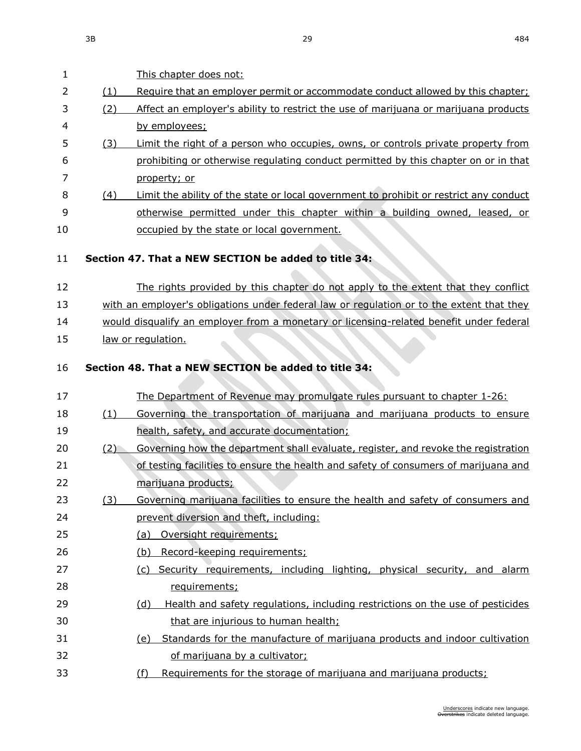This chapter does not:

(1) Require that an employer permit or accommodate conduct allowed by this chapter;

(2) Affect an employer's ability to restrict the use of marijuana or marijuana products by employees;

(3) Limit the right of a person who occupies, owns, or controls private property from prohibiting or otherwise regulating conduct permitted by this chapter on or in that property; or

(4) Limit the ability of the state or local government to prohibit or restrict any conduct otherwise permitted under this chapter within a building owned, leased, or occupied by the state or local government.

**Section 47. That a NEW SECTION be added to title 34:**

The rights provided by this chapter do not apply to the extent that they conflict with an employer's obligations under federal law or regulation or to the extent that they would disqualify an employer from a monetary or licensing-related benefit under federal law or regulation.

**Section 48. That a NEW SECTION be added to title 34:**

The Department of Revenue may promulgate rules pursuant to chapter 1-26:

(1) Governing the transportation of marijuana and marijuana products to ensure health, safety, and accurate documentation;

(2) Governing how the department shall evaluate, register, and revoke the registration of testing facilities to ensure the health and safety of consumers of marijuana and marijuana products;

(3) Governing marijuana facilities to ensure the health and safety of consumers and prevent diversion and theft, including:

(a) Oversight requirements;

(b) Record-keeping requirements;

(c) Security requirements, including lighting, physical security, and alarm requirements;

(d) Health and safety regulations, including restrictions on the use of pesticides that are injurious to human health;

(e) Standards for the manufacture of marijuana products and indoor cultivation of marijuana by a cultivator;

(f) Requirements for the storage of marijuana and marijuana products;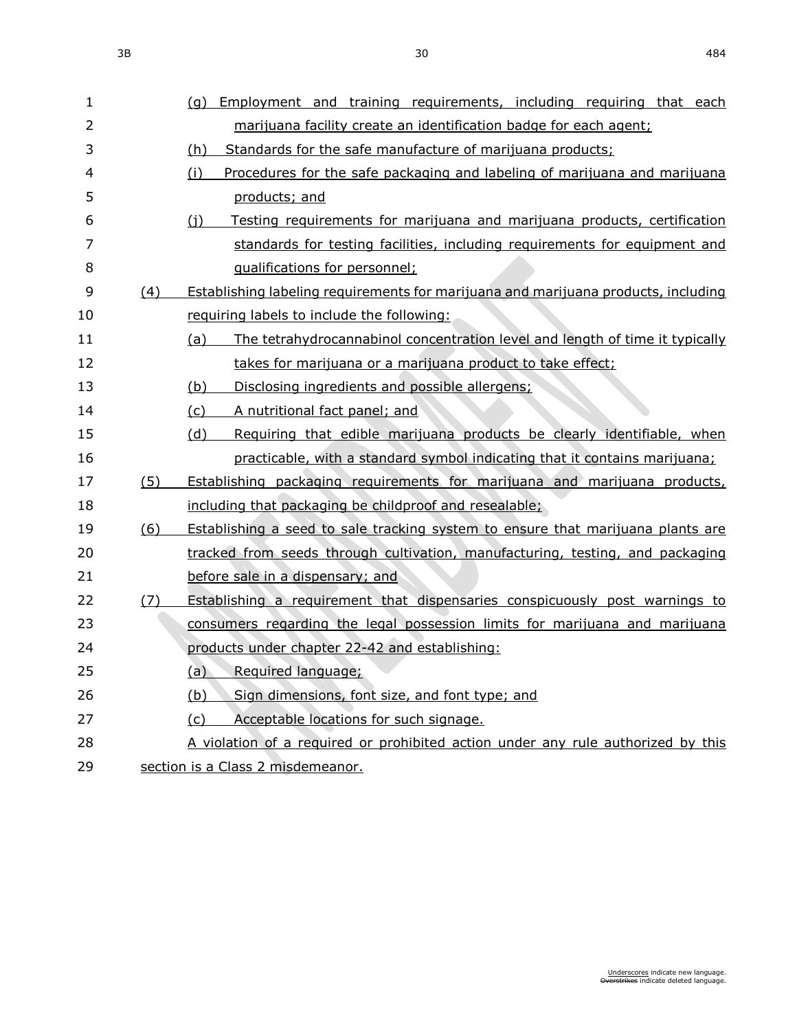(g) Employment and training requirements, including requiring that each marijuana facility create an identification badge for each agent;

(h) Standards for the safe manufacture of marijuana products;

(i) Procedures for the safe packaging and labeling of marijuana and marijuana products; and

(j) Testing requirements for marijuana and marijuana products, certification standards for testing facilities, including requirements for equipment and qualifications for personnel;

(4) Establishing labeling requirements for marijuana and marijuana products, including requiring labels to include the following:

(a) The tetrahydrocannabinol concentration level and length of time it typically takes for marijuana or a marijuana product to take effect;

(b) Disclosing ingredients and possible allergens;

(c) A nutritional fact panel; and

(d) Requiring that edible marijuana products be clearly identifiable, when practicable, with a standard symbol indicating that it contains marijuana;

(5) Establishing packaging requirements for marijuana and marijuana products, including that packaging be childproof and resealable;

(6) Establishing a seed to sale tracking system to ensure that marijuana plants are tracked from seeds through cultivation, manufacturing, testing, and packaging before sale in a dispensary; and

(7) Establishing a requirement that dispensaries conspicuously post warnings to consumers regarding the legal possession limits for marijuana and marijuana products under chapter 22-42 and establishing:

(a) Required language;

(b) Sign dimensions, font size, and font type; and

(c) Acceptable locations for such signage.

A violation of a required or prohibited action under any rule authorized by this section is a Class 2 misdemeanor.